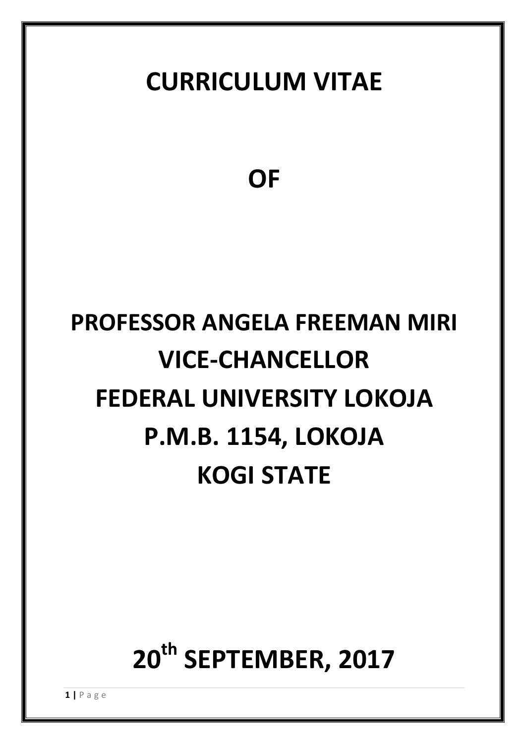# CURRICULUM VITAE

# OF

# PROFESSOR ANGELA FREEMAN MIRI
# VICE-CHANCELLOR
# FEDERAL UNIVERSITY LOKOJA
# P.M.B. 1154, LOKOJA
# KOGI STATE

# 20th SEPTEMBER, 2017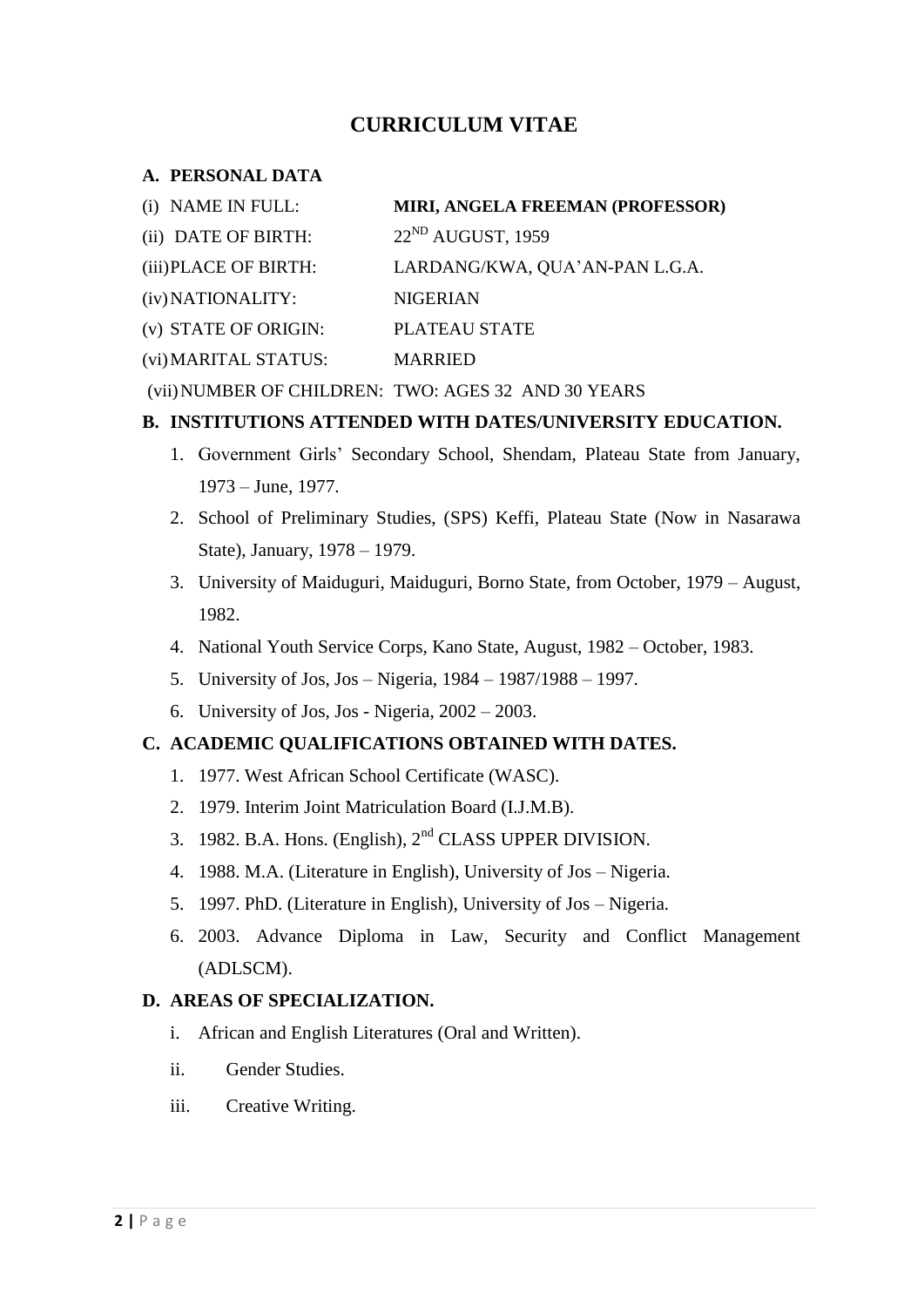# CURRICULUM VITAE

## A. PERSONAL DATA

| | |
|---|---|
| (i) NAME IN FULL: | **MIRI, ANGELA FREEMAN (PROFESSOR)** |
| (ii) DATE OF BIRTH: | 22ND AUGUST, 1959 |
| (iii) PLACE OF BIRTH: | LARDANG/KWA, QUA'AN-PAN L.G.A. |
| (iv) NATIONALITY: | NIGERIAN |
| (v) STATE OF ORIGIN: | PLATEAU STATE |
| (vi) MARITAL STATUS: | MARRIED |
| (vii) NUMBER OF CHILDREN: | TWO: AGES 32 AND 30 YEARS |

## B. INSTITUTIONS ATTENDED WITH DATES/UNIVERSITY EDUCATION.

1. Government Girls' Secondary School, Shendam, Plateau State from January, 1973 – June, 1977.
2. School of Preliminary Studies, (SPS) Keffi, Plateau State (Now in Nasarawa State), January, 1978 – 1979.
3. University of Maiduguri, Maiduguri, Borno State, from October, 1979 – August, 1982.
4. National Youth Service Corps, Kano State, August, 1982 – October, 1983.
5. University of Jos, Jos – Nigeria, 1984 – 1987/1988 – 1997.
6. University of Jos, Jos - Nigeria, 2002 – 2003.

## C. ACADEMIC QUALIFICATIONS OBTAINED WITH DATES.

1. 1977. West African School Certificate (WASC).
2. 1979. Interim Joint Matriculation Board (I.J.M.B).
3. 1982. B.A. Hons. (English), 2nd CLASS UPPER DIVISION.
4. 1988. M.A. (Literature in English), University of Jos – Nigeria.
5. 1997. PhD. (Literature in English), University of Jos – Nigeria.
6. 2003. Advance Diploma in Law, Security and Conflict Management (ADLSCM).

## D. AREAS OF SPECIALIZATION.

i. African and English Literatures (Oral and Written).

ii. Gender Studies.

iii. Creative Writing.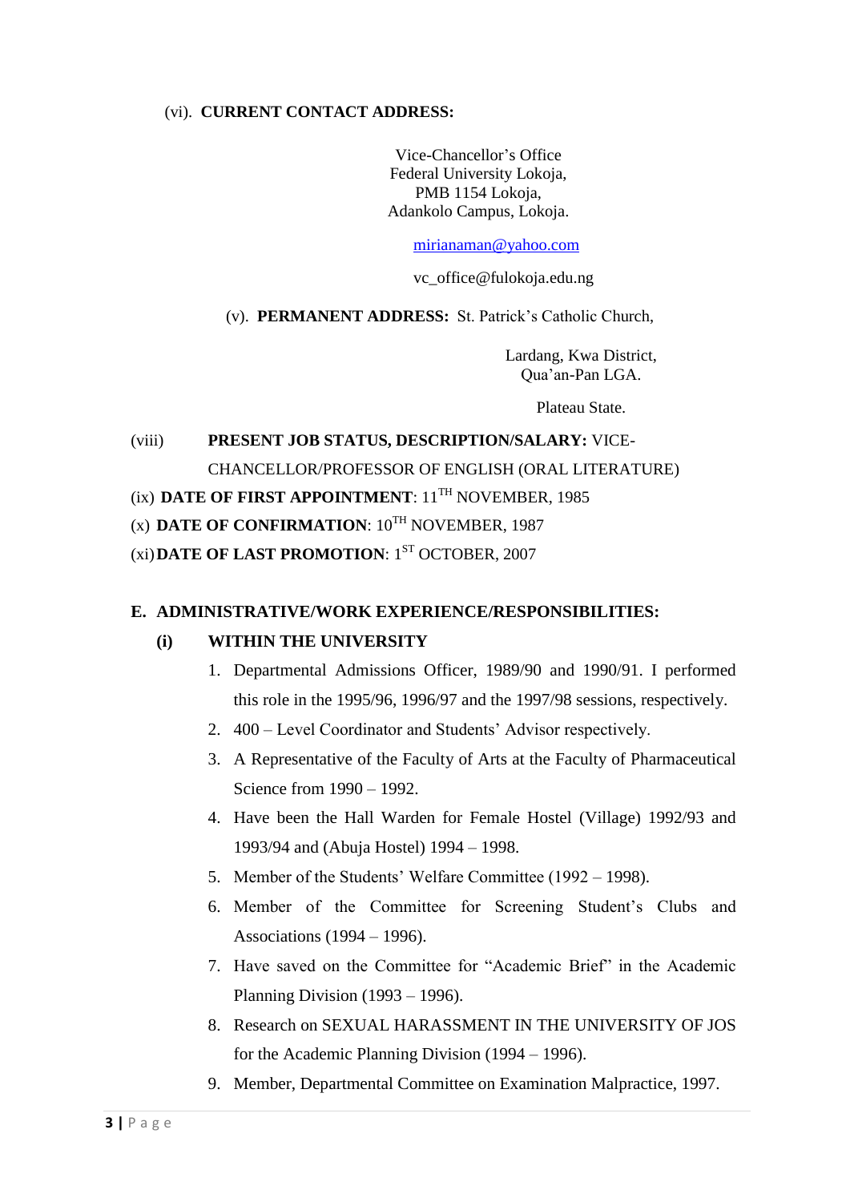(vi). **CURRENT CONTACT ADDRESS:**

Vice-Chancellor's Office
Federal University Lokoja,
PMB 1154 Lokoja,
Adankolo Campus, Lokoja.

mirianaman@yahoo.com

vc_office@fulokoja.edu.ng

(v). **PERMANENT ADDRESS:** St. Patrick's Catholic Church,

Lardang, Kwa District,
Qua'an-Pan LGA.

Plateau State.

(viii) **PRESENT JOB STATUS, DESCRIPTION/SALARY:** VICE-CHANCELLOR/PROFESSOR OF ENGLISH (ORAL LITERATURE)

(ix) **DATE OF FIRST APPOINTMENT**: 11TH NOVEMBER, 1985

(x) **DATE OF CONFIRMATION**: 10TH NOVEMBER, 1987

(xi) **DATE OF LAST PROMOTION**: 1ST OCTOBER, 2007

## E. ADMINISTRATIVE/WORK EXPERIENCE/RESPONSIBILITIES:

### (i) WITHIN THE UNIVERSITY

1. Departmental Admissions Officer, 1989/90 and 1990/91. I performed this role in the 1995/96, 1996/97 and the 1997/98 sessions, respectively.
2. 400 – Level Coordinator and Students' Advisor respectively.
3. A Representative of the Faculty of Arts at the Faculty of Pharmaceutical Science from 1990 – 1992.
4. Have been the Hall Warden for Female Hostel (Village) 1992/93 and 1993/94 and (Abuja Hostel) 1994 – 1998.
5. Member of the Students' Welfare Committee (1992 – 1998).
6. Member of the Committee for Screening Student's Clubs and Associations (1994 – 1996).
7. Have saved on the Committee for "Academic Brief" in the Academic Planning Division (1993 – 1996).
8. Research on SEXUAL HARASSMENT IN THE UNIVERSITY OF JOS for the Academic Planning Division (1994 – 1996).
9. Member, Departmental Committee on Examination Malpractice, 1997.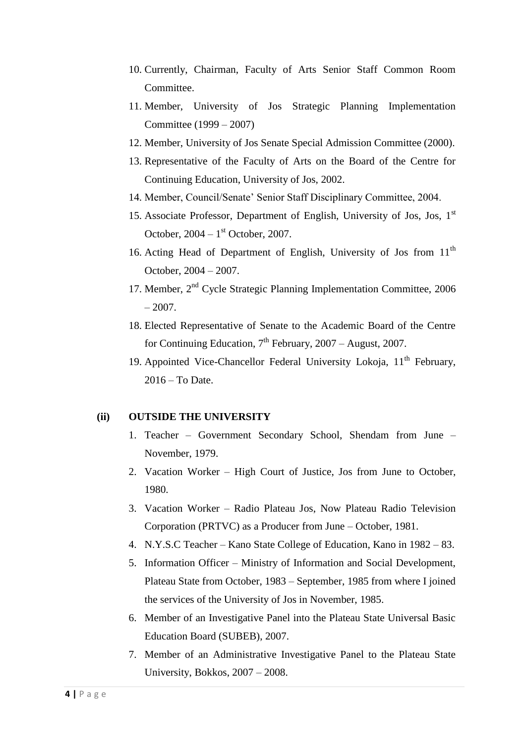10. Currently, Chairman, Faculty of Arts Senior Staff Common Room Committee.
11. Member, University of Jos Strategic Planning Implementation Committee (1999 – 2007)
12. Member, University of Jos Senate Special Admission Committee (2000).
13. Representative of the Faculty of Arts on the Board of the Centre for Continuing Education, University of Jos, 2002.
14. Member, Council/Senate' Senior Staff Disciplinary Committee, 2004.
15. Associate Professor, Department of English, University of Jos, Jos, 1st October, 2004 – 1st October, 2007.
16. Acting Head of Department of English, University of Jos from 11th October, 2004 – 2007.
17. Member, 2nd Cycle Strategic Planning Implementation Committee, 2006 – 2007.
18. Elected Representative of Senate to the Academic Board of the Centre for Continuing Education, 7th February, 2007 – August, 2007.
19. Appointed Vice-Chancellor Federal University Lokoja, 11th February, 2016 – To Date.

**(ii) OUTSIDE THE UNIVERSITY**

1. Teacher – Government Secondary School, Shendam from June – November, 1979.
2. Vacation Worker – High Court of Justice, Jos from June to October, 1980.
3. Vacation Worker – Radio Plateau Jos, Now Plateau Radio Television Corporation (PRTVC) as a Producer from June – October, 1981.
4. N.Y.S.C Teacher – Kano State College of Education, Kano in 1982 – 83.
5. Information Officer – Ministry of Information and Social Development, Plateau State from October, 1983 – September, 1985 from where I joined the services of the University of Jos in November, 1985.
6. Member of an Investigative Panel into the Plateau State Universal Basic Education Board (SUBEB), 2007.
7. Member of an Administrative Investigative Panel to the Plateau State University, Bokkos, 2007 – 2008.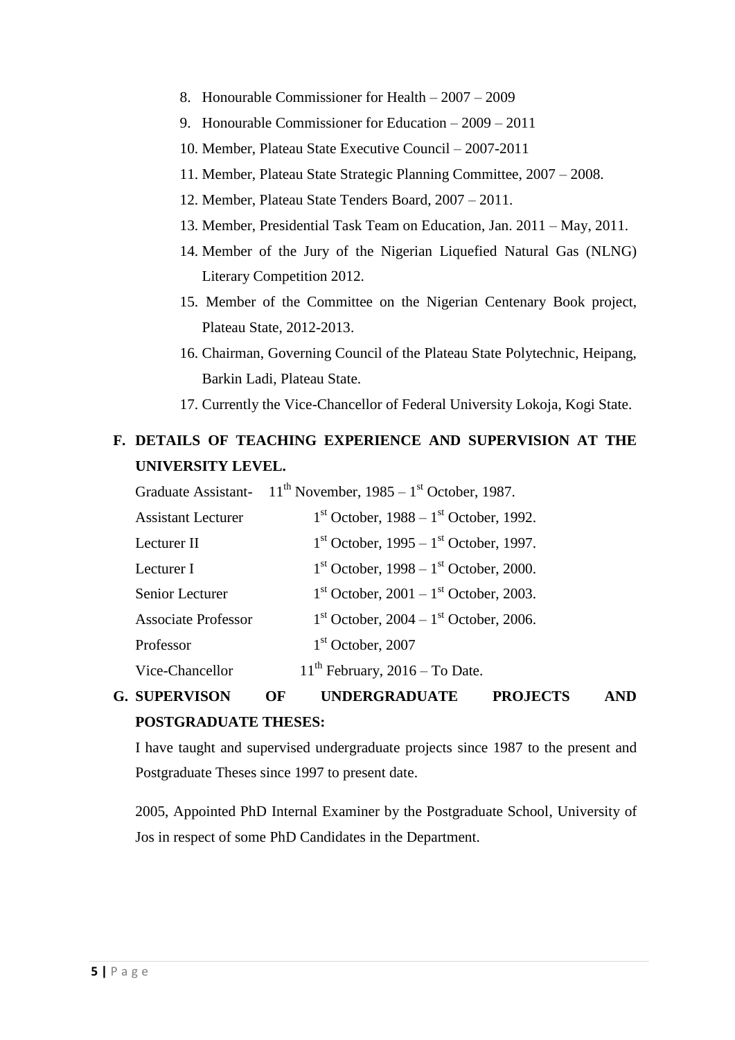8. Honourable Commissioner for Health – 2007 – 2009
9. Honourable Commissioner for Education – 2009 – 2011
10. Member, Plateau State Executive Council – 2007-2011
11. Member, Plateau State Strategic Planning Committee, 2007 – 2008.
12. Member, Plateau State Tenders Board, 2007 – 2011.
13. Member, Presidential Task Team on Education, Jan. 2011 – May, 2011.
14. Member of the Jury of the Nigerian Liquefied Natural Gas (NLNG) Literary Competition 2012.
15. Member of the Committee on the Nigerian Centenary Book project, Plateau State, 2012-2013.
16. Chairman, Governing Council of the Plateau State Polytechnic, Heipang, Barkin Ladi, Plateau State.
17. Currently the Vice-Chancellor of Federal University Lokoja, Kogi State.

## F. DETAILS OF TEACHING EXPERIENCE AND SUPERVISION AT THE UNIVERSITY LEVEL.

| | |
|---|---|
| Graduate Assistant- | 11th November, 1985 – 1st October, 1987. |
| Assistant Lecturer | 1st October, 1988 – 1st October, 1992. |
| Lecturer II | 1st October, 1995 – 1st October, 1997. |
| Lecturer I | 1st October, 1998 – 1st October, 2000. |
| Senior Lecturer | 1st October, 2001 – 1st October, 2003. |
| Associate Professor | 1st October, 2004 – 1st October, 2006. |
| Professor | 1st October, 2007 |
| Vice-Chancellor | 11th February, 2016 – To Date. |

## G. SUPERVISON OF UNDERGRADUATE PROJECTS AND POSTGRADUATE THESES:

I have taught and supervised undergraduate projects since 1987 to the present and Postgraduate Theses since 1997 to present date.

2005, Appointed PhD Internal Examiner by the Postgraduate School, University of Jos in respect of some PhD Candidates in the Department.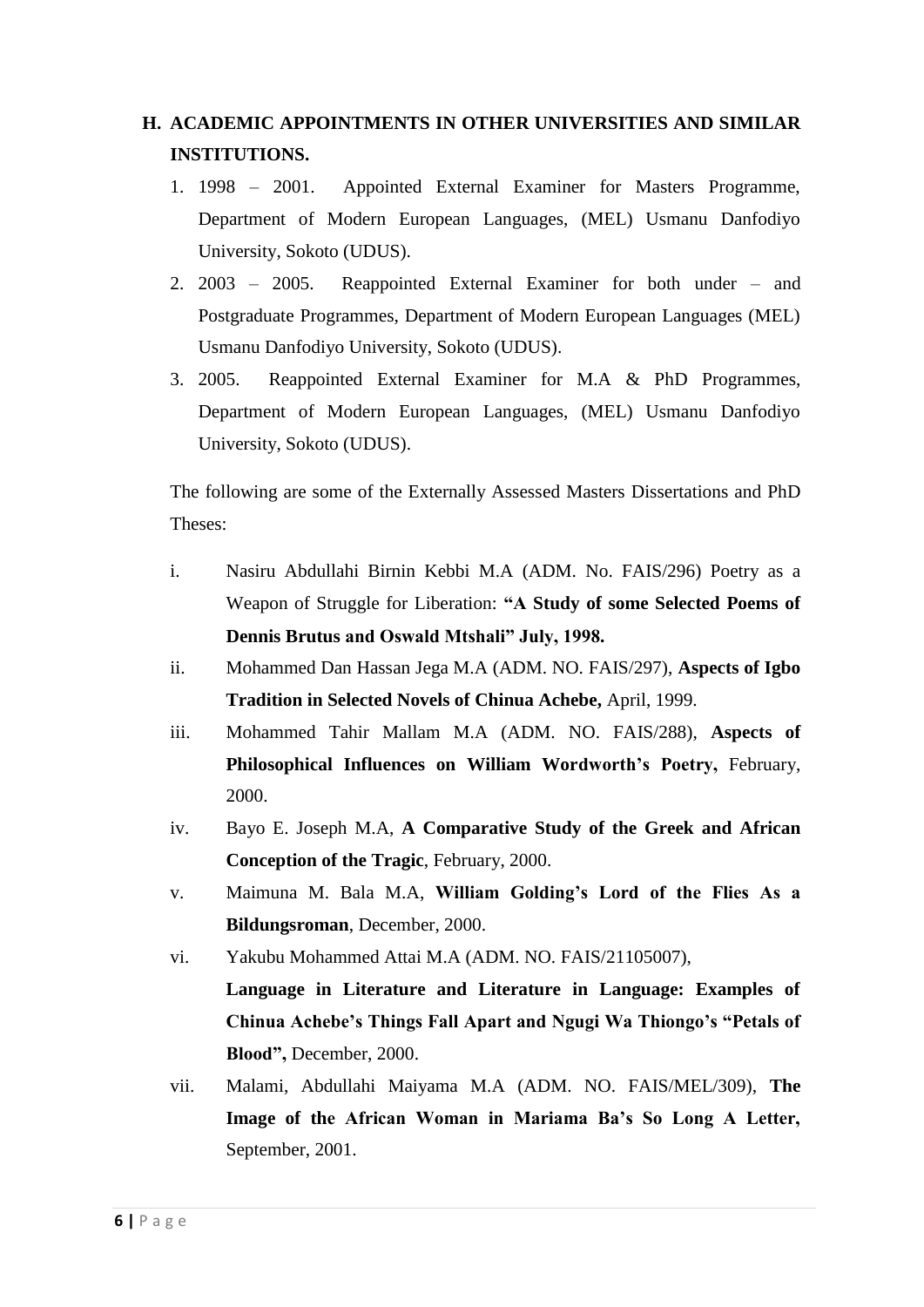## H. ACADEMIC APPOINTMENTS IN OTHER UNIVERSITIES AND SIMILAR INSTITUTIONS.

1. 1998 – 2001. Appointed External Examiner for Masters Programme, Department of Modern European Languages, (MEL) Usmanu Danfodiyo University, Sokoto (UDUS).
2. 2003 – 2005. Reappointed External Examiner for both under – and Postgraduate Programmes, Department of Modern European Languages (MEL) Usmanu Danfodiyo University, Sokoto (UDUS).
3. 2005. Reappointed External Examiner for M.A & PhD Programmes, Department of Modern European Languages, (MEL) Usmanu Danfodiyo University, Sokoto (UDUS).

The following are some of the Externally Assessed Masters Dissertations and PhD Theses:

i. Nasiru Abdullahi Birnin Kebbi M.A (ADM. No. FAIS/296) Poetry as a Weapon of Struggle for Liberation: **"A Study of some Selected Poems of Dennis Brutus and Oswald Mtshali" July, 1998.**

ii. Mohammed Dan Hassan Jega M.A (ADM. NO. FAIS/297), **Aspects of Igbo Tradition in Selected Novels of Chinua Achebe,** April, 1999.

iii. Mohammed Tahir Mallam M.A (ADM. NO. FAIS/288), **Aspects of Philosophical Influences on William Wordworth's Poetry,** February, 2000.

iv. Bayo E. Joseph M.A, **A Comparative Study of the Greek and African Conception of the Tragic**, February, 2000.

v. Maimuna M. Bala M.A, **William Golding's Lord of the Flies As a Bildungsroman**, December, 2000.

vi. Yakubu Mohammed Attai M.A (ADM. NO. FAIS/21105007), **Language in Literature and Literature in Language: Examples of Chinua Achebe's Things Fall Apart and Ngugi Wa Thiongo's "Petals of Blood",** December, 2000.

vii. Malami, Abdullahi Maiyama M.A (ADM. NO. FAIS/MEL/309), **The Image of the African Woman in Mariama Ba's So Long A Letter,** September, 2001.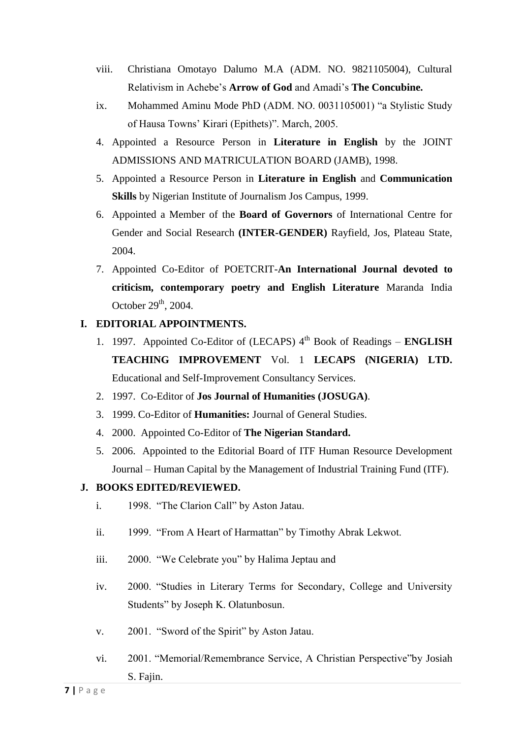viii. Christiana Omotayo Dalumo M.A (ADM. NO. 9821105004), Cultural Relativism in Achebe's **Arrow of God** and Amadi's **The Concubine.**

ix. Mohammed Aminu Mode PhD (ADM. NO. 0031105001) "a Stylistic Study of Hausa Towns' Kirari (Epithets)". March, 2005.

4. Appointed a Resource Person in **Literature in English** by the JOINT ADMISSIONS AND MATRICULATION BOARD (JAMB), 1998.
5. Appointed a Resource Person in **Literature in English** and **Communication Skills** by Nigerian Institute of Journalism Jos Campus, 1999.
6. Appointed a Member of the **Board of Governors** of International Centre for Gender and Social Research **(INTER-GENDER)** Rayfield, Jos, Plateau State, 2004.
7. Appointed Co-Editor of POETCRIT-**An International Journal devoted to criticism, contemporary poetry and English Literature** Maranda India October 29th, 2004.

## I. EDITORIAL APPOINTMENTS.

1. 1997. Appointed Co-Editor of (LECAPS) 4th Book of Readings – **ENGLISH TEACHING IMPROVEMENT** Vol. 1 **LECAPS (NIGERIA) LTD.** Educational and Self-Improvement Consultancy Services.
2. 1997. Co-Editor of **Jos Journal of Humanities (JOSUGA)**.
3. 1999. Co-Editor of **Humanities:** Journal of General Studies.
4. 2000. Appointed Co-Editor of **The Nigerian Standard.**
5. 2006. Appointed to the Editorial Board of ITF Human Resource Development Journal – Human Capital by the Management of Industrial Training Fund (ITF).

## J. BOOKS EDITED/REVIEWED.

i. 1998. "The Clarion Call" by Aston Jatau.

ii. 1999. "From A Heart of Harmattan" by Timothy Abrak Lekwot.

iii. 2000. "We Celebrate you" by Halima Jeptau and

iv. 2000. "Studies in Literary Terms for Secondary, College and University Students" by Joseph K. Olatunbosun.

v. 2001. "Sword of the Spirit" by Aston Jatau.

vi. 2001. "Memorial/Remembrance Service, A Christian Perspective"by Josiah S. Fajin.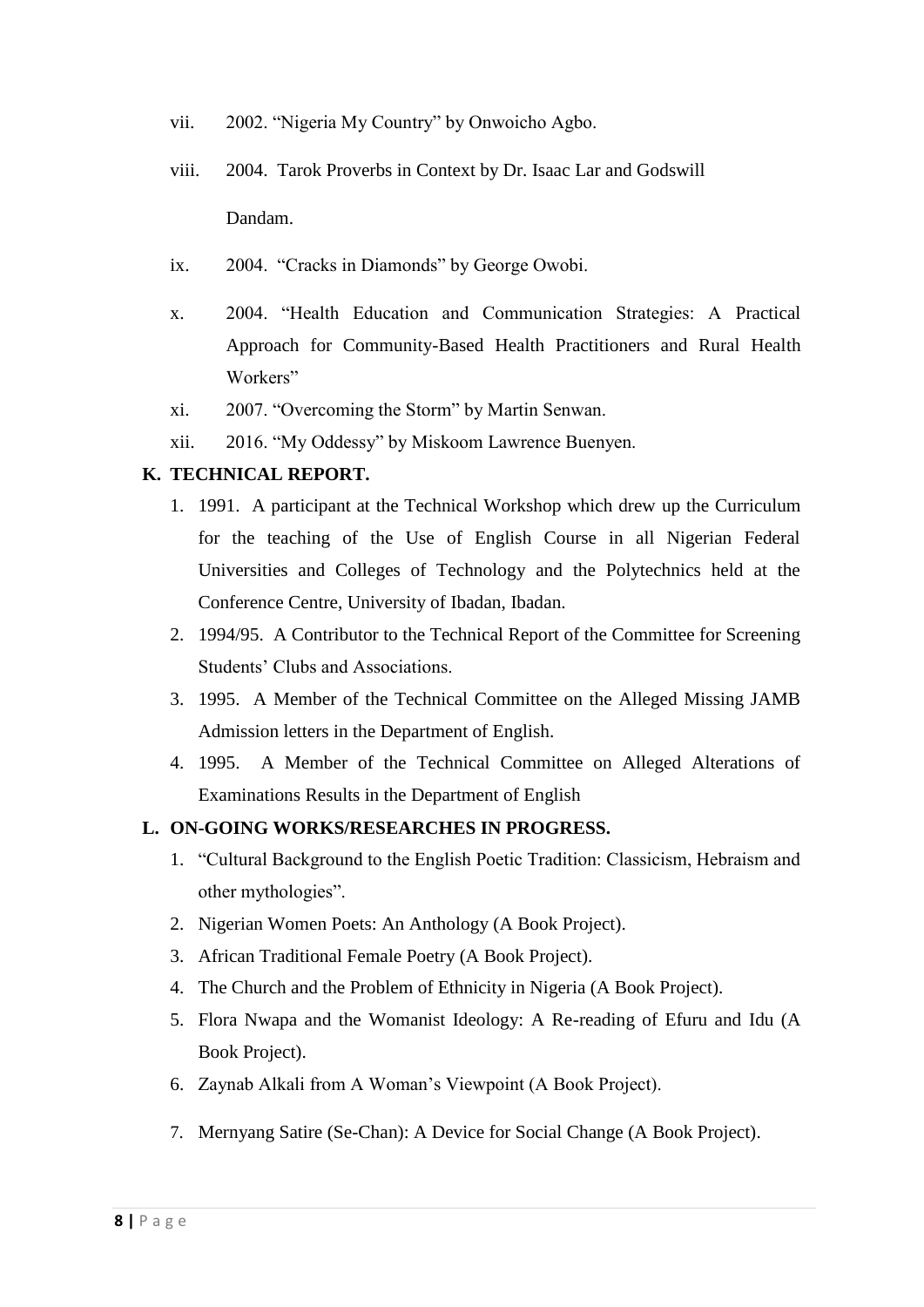vii. 2002. “Nigeria My Country” by Onwoicho Agbo.

viii. 2004. Tarok Proverbs in Context by Dr. Isaac Lar and Godswill Dandam.

ix. 2004. “Cracks in Diamonds” by George Owobi.

x. 2004. “Health Education and Communication Strategies: A Practical Approach for Community-Based Health Practitioners and Rural Health Workers”

xi. 2007. “Overcoming the Storm” by Martin Senwan.

xii. 2016. “My Oddessy” by Miskoom Lawrence Buenyen.

## K. TECHNICAL REPORT.

1. 1991. A participant at the Technical Workshop which drew up the Curriculum for the teaching of the Use of English Course in all Nigerian Federal Universities and Colleges of Technology and the Polytechnics held at the Conference Centre, University of Ibadan, Ibadan.
2. 1994/95. A Contributor to the Technical Report of the Committee for Screening Students’ Clubs and Associations.
3. 1995. A Member of the Technical Committee on the Alleged Missing JAMB Admission letters in the Department of English.
4. 1995. A Member of the Technical Committee on Alleged Alterations of Examinations Results in the Department of English

## L. ON-GOING WORKS/RESEARCHES IN PROGRESS.

1. “Cultural Background to the English Poetic Tradition: Classicism, Hebraism and other mythologies”.
2. Nigerian Women Poets: An Anthology (A Book Project).
3. African Traditional Female Poetry (A Book Project).
4. The Church and the Problem of Ethnicity in Nigeria (A Book Project).
5. Flora Nwapa and the Womanist Ideology: A Re-reading of Efuru and Idu (A Book Project).
6. Zaynab Alkali from A Woman’s Viewpoint (A Book Project).
7. Mernyang Satire (Se-Chan): A Device for Social Change (A Book Project).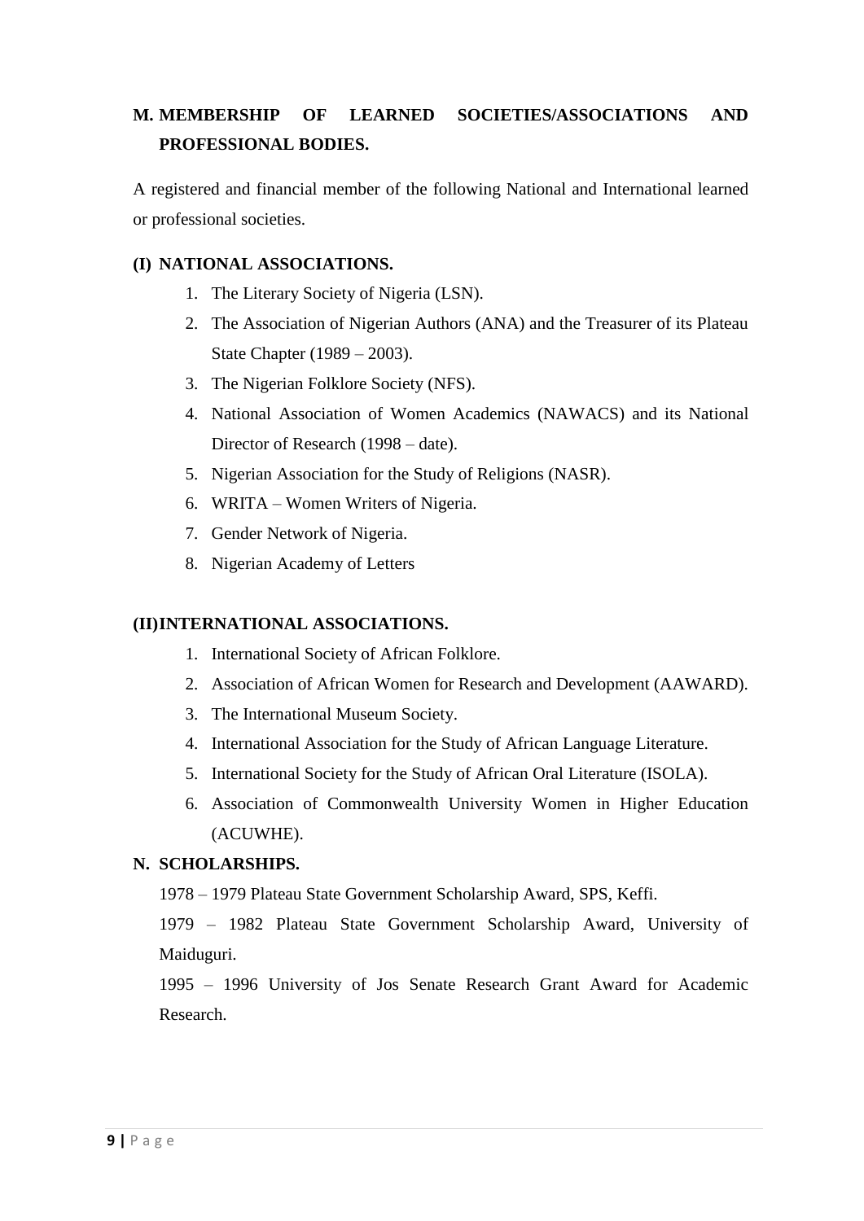## M. MEMBERSHIP OF LEARNED SOCIETIES/ASSOCIATIONS AND PROFESSIONAL BODIES.

A registered and financial member of the following National and International learned or professional societies.

### (I) NATIONAL ASSOCIATIONS.

1. The Literary Society of Nigeria (LSN).
2. The Association of Nigerian Authors (ANA) and the Treasurer of its Plateau State Chapter (1989 – 2003).
3. The Nigerian Folklore Society (NFS).
4. National Association of Women Academics (NAWACS) and its National Director of Research (1998 – date).
5. Nigerian Association for the Study of Religions (NASR).
6. WRITA – Women Writers of Nigeria.
7. Gender Network of Nigeria.
8. Nigerian Academy of Letters

### (II) INTERNATIONAL ASSOCIATIONS.

1. International Society of African Folklore.
2. Association of African Women for Research and Development (AAWARD).
3. The International Museum Society.
4. International Association for the Study of African Language Literature.
5. International Society for the Study of African Oral Literature (ISOLA).
6. Association of Commonwealth University Women in Higher Education (ACUWHE).

## N. SCHOLARSHIPS.

1978 – 1979 Plateau State Government Scholarship Award, SPS, Keffi.

1979 – 1982 Plateau State Government Scholarship Award, University of Maiduguri.

1995 – 1996 University of Jos Senate Research Grant Award for Academic Research.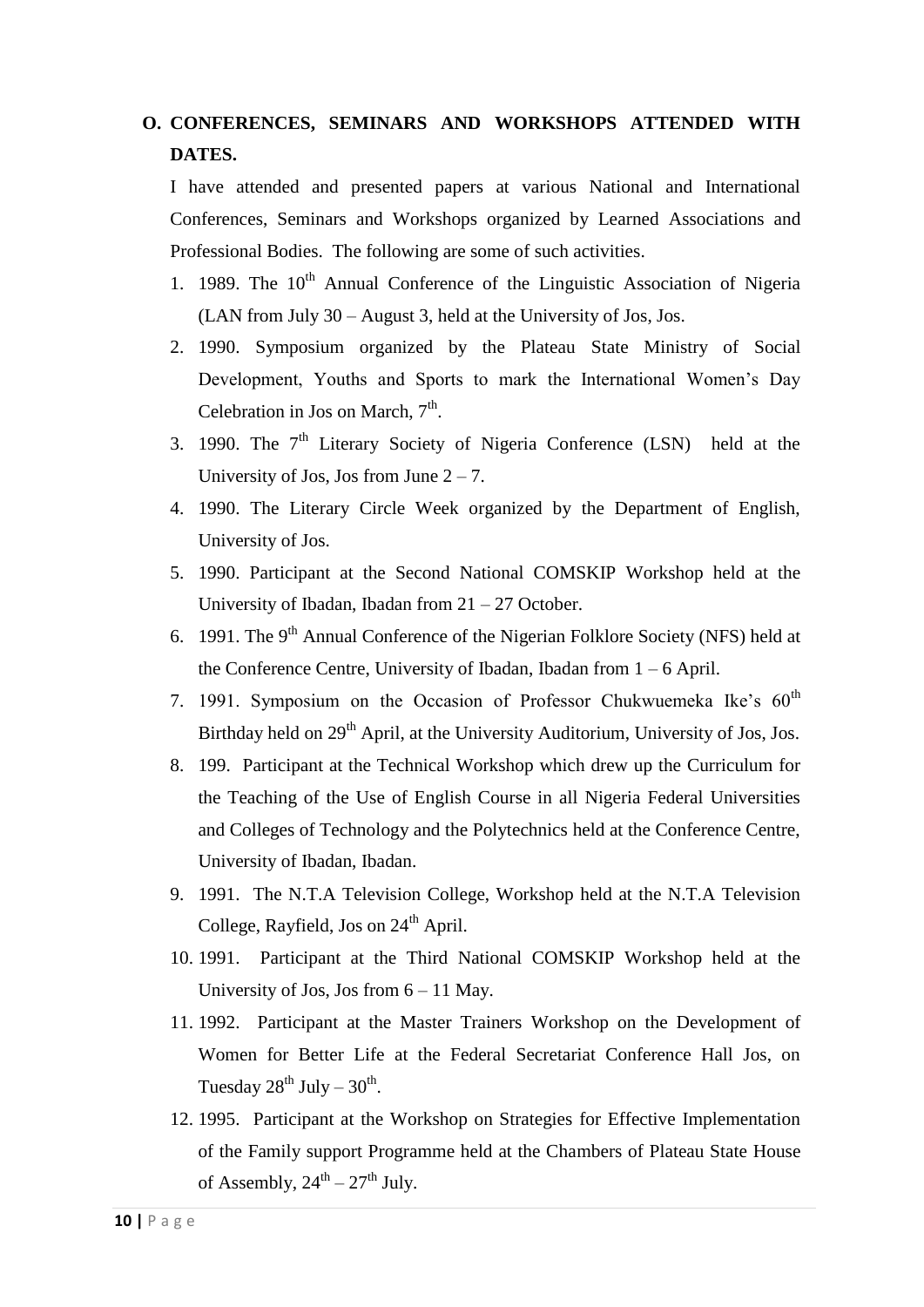## O. CONFERENCES, SEMINARS AND WORKSHOPS ATTENDED WITH DATES.

I have attended and presented papers at various National and International Conferences, Seminars and Workshops organized by Learned Associations and Professional Bodies. The following are some of such activities.

1. 1989. The 10th Annual Conference of the Linguistic Association of Nigeria (LAN from July 30 – August 3, held at the University of Jos, Jos.
2. 1990. Symposium organized by the Plateau State Ministry of Social Development, Youths and Sports to mark the International Women's Day Celebration in Jos on March, 7th.
3. 1990. The 7th Literary Society of Nigeria Conference (LSN) held at the University of Jos, Jos from June 2 – 7.
4. 1990. The Literary Circle Week organized by the Department of English, University of Jos.
5. 1990. Participant at the Second National COMSKIP Workshop held at the University of Ibadan, Ibadan from 21 – 27 October.
6. 1991. The 9th Annual Conference of the Nigerian Folklore Society (NFS) held at the Conference Centre, University of Ibadan, Ibadan from 1 – 6 April.
7. 1991. Symposium on the Occasion of Professor Chukwuemeka Ike's 60th Birthday held on 29th April, at the University Auditorium, University of Jos, Jos.
8. 199. Participant at the Technical Workshop which drew up the Curriculum for the Teaching of the Use of English Course in all Nigeria Federal Universities and Colleges of Technology and the Polytechnics held at the Conference Centre, University of Ibadan, Ibadan.
9. 1991. The N.T.A Television College, Workshop held at the N.T.A Television College, Rayfield, Jos on 24th April.
10. 1991. Participant at the Third National COMSKIP Workshop held at the University of Jos, Jos from 6 – 11 May.
11. 1992. Participant at the Master Trainers Workshop on the Development of Women for Better Life at the Federal Secretariat Conference Hall Jos, on Tuesday 28th July – 30th.
12. 1995. Participant at the Workshop on Strategies for Effective Implementation of the Family support Programme held at the Chambers of Plateau State House of Assembly, 24th – 27th July.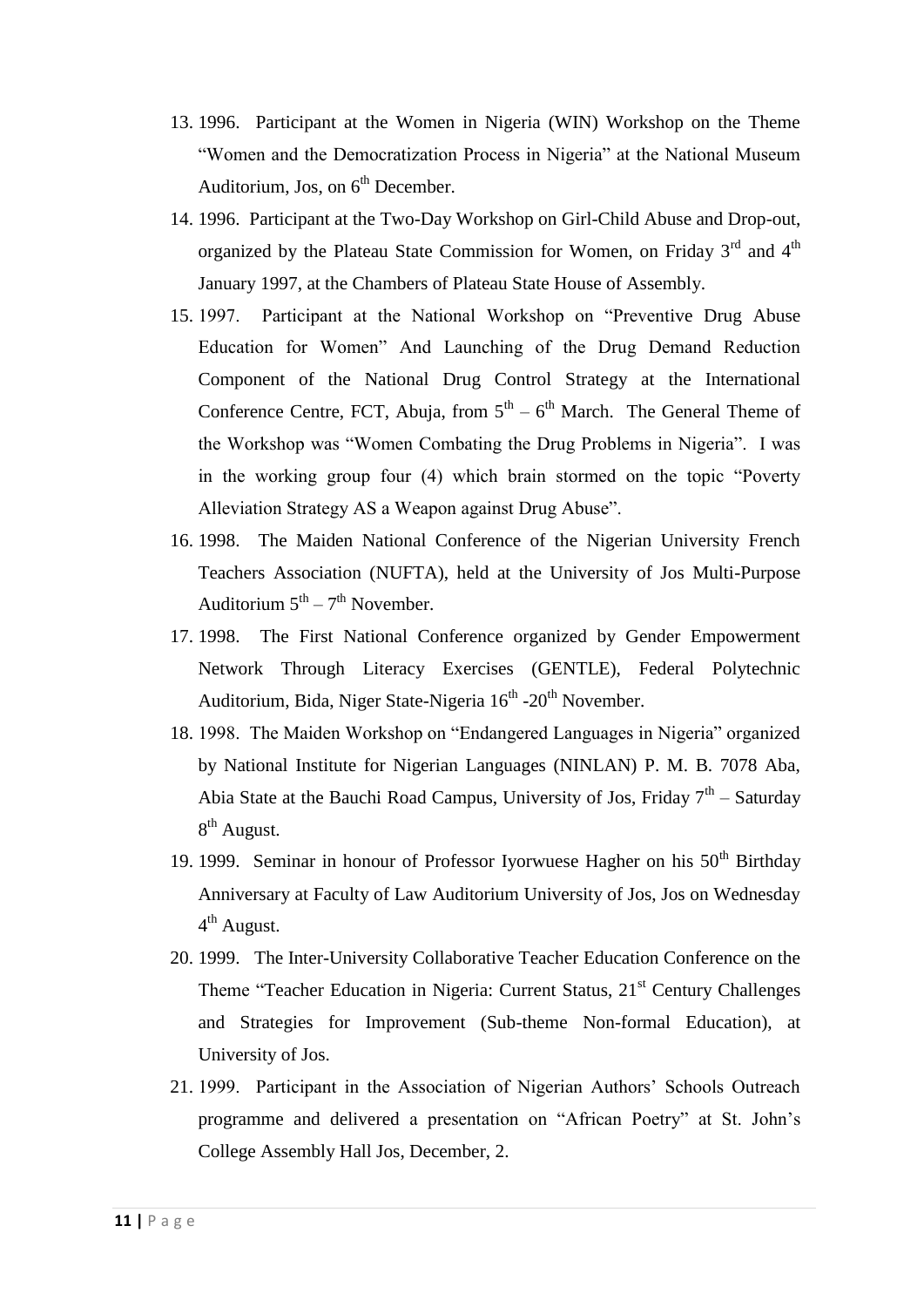13. 1996. Participant at the Women in Nigeria (WIN) Workshop on the Theme "Women and the Democratization Process in Nigeria" at the National Museum Auditorium, Jos, on 6th December.
14. 1996. Participant at the Two-Day Workshop on Girl-Child Abuse and Drop-out, organized by the Plateau State Commission for Women, on Friday 3rd and 4th January 1997, at the Chambers of Plateau State House of Assembly.
15. 1997. Participant at the National Workshop on "Preventive Drug Abuse Education for Women" And Launching of the Drug Demand Reduction Component of the National Drug Control Strategy at the International Conference Centre, FCT, Abuja, from 5th – 6th March. The General Theme of the Workshop was "Women Combating the Drug Problems in Nigeria". I was in the working group four (4) which brain stormed on the topic "Poverty Alleviation Strategy AS a Weapon against Drug Abuse".
16. 1998. The Maiden National Conference of the Nigerian University French Teachers Association (NUFTA), held at the University of Jos Multi-Purpose Auditorium 5th – 7th November.
17. 1998. The First National Conference organized by Gender Empowerment Network Through Literacy Exercises (GENTLE), Federal Polytechnic Auditorium, Bida, Niger State-Nigeria 16th -20th November.
18. 1998. The Maiden Workshop on "Endangered Languages in Nigeria" organized by National Institute for Nigerian Languages (NINLAN) P. M. B. 7078 Aba, Abia State at the Bauchi Road Campus, University of Jos, Friday 7th – Saturday 8th August.
19. 1999. Seminar in honour of Professor Iyorwuese Hagher on his 50th Birthday Anniversary at Faculty of Law Auditorium University of Jos, Jos on Wednesday 4th August.
20. 1999. The Inter-University Collaborative Teacher Education Conference on the Theme "Teacher Education in Nigeria: Current Status, 21st Century Challenges and Strategies for Improvement (Sub-theme Non-formal Education), at University of Jos.
21. 1999. Participant in the Association of Nigerian Authors' Schools Outreach programme and delivered a presentation on "African Poetry" at St. John's College Assembly Hall Jos, December, 2.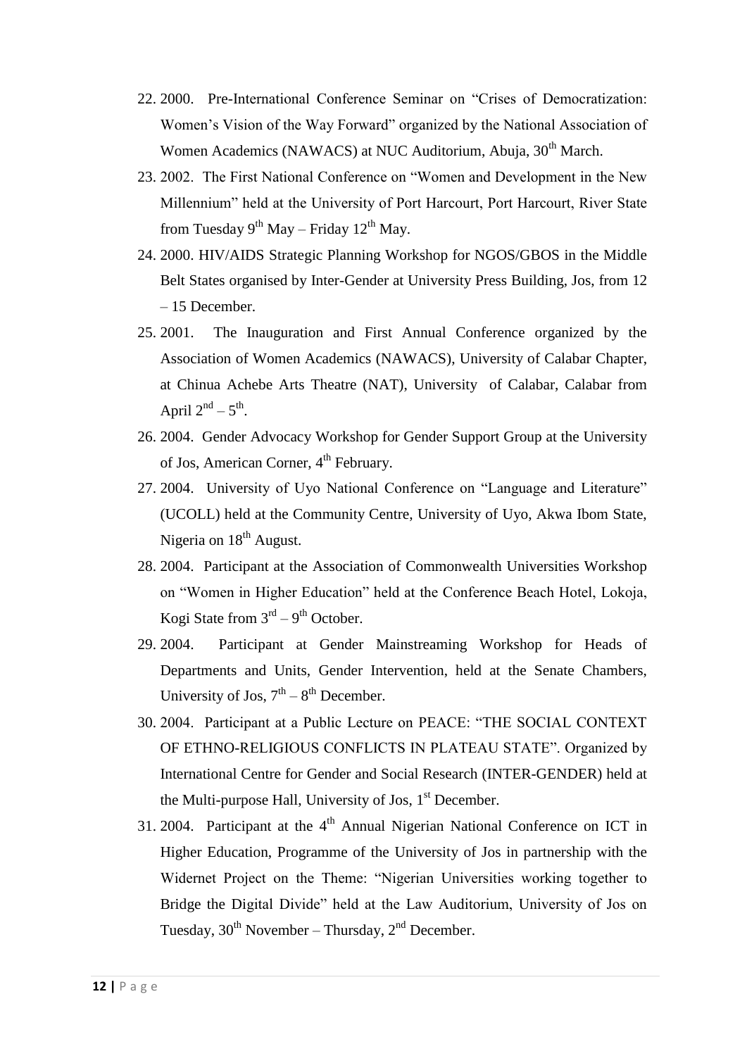22. 2000. Pre-International Conference Seminar on "Crises of Democratization: Women's Vision of the Way Forward" organized by the National Association of Women Academics (NAWACS) at NUC Auditorium, Abuja, 30th March.
23. 2002. The First National Conference on "Women and Development in the New Millennium" held at the University of Port Harcourt, Port Harcourt, River State from Tuesday 9th May – Friday 12th May.
24. 2000. HIV/AIDS Strategic Planning Workshop for NGOS/GBOS in the Middle Belt States organised by Inter-Gender at University Press Building, Jos, from 12 – 15 December.
25. 2001. The Inauguration and First Annual Conference organized by the Association of Women Academics (NAWACS), University of Calabar Chapter, at Chinua Achebe Arts Theatre (NAT), University of Calabar, Calabar from April 2nd – 5th.
26. 2004. Gender Advocacy Workshop for Gender Support Group at the University of Jos, American Corner, 4th February.
27. 2004. University of Uyo National Conference on "Language and Literature" (UCOLL) held at the Community Centre, University of Uyo, Akwa Ibom State, Nigeria on 18th August.
28. 2004. Participant at the Association of Commonwealth Universities Workshop on "Women in Higher Education" held at the Conference Beach Hotel, Lokoja, Kogi State from 3rd – 9th October.
29. 2004. Participant at Gender Mainstreaming Workshop for Heads of Departments and Units, Gender Intervention, held at the Senate Chambers, University of Jos, 7th – 8th December.
30. 2004. Participant at a Public Lecture on PEACE: "THE SOCIAL CONTEXT OF ETHNO-RELIGIOUS CONFLICTS IN PLATEAU STATE". Organized by International Centre for Gender and Social Research (INTER-GENDER) held at the Multi-purpose Hall, University of Jos, 1st December.
31. 2004. Participant at the 4th Annual Nigerian National Conference on ICT in Higher Education, Programme of the University of Jos in partnership with the Widernet Project on the Theme: "Nigerian Universities working together to Bridge the Digital Divide" held at the Law Auditorium, University of Jos on Tuesday, 30th November – Thursday, 2nd December.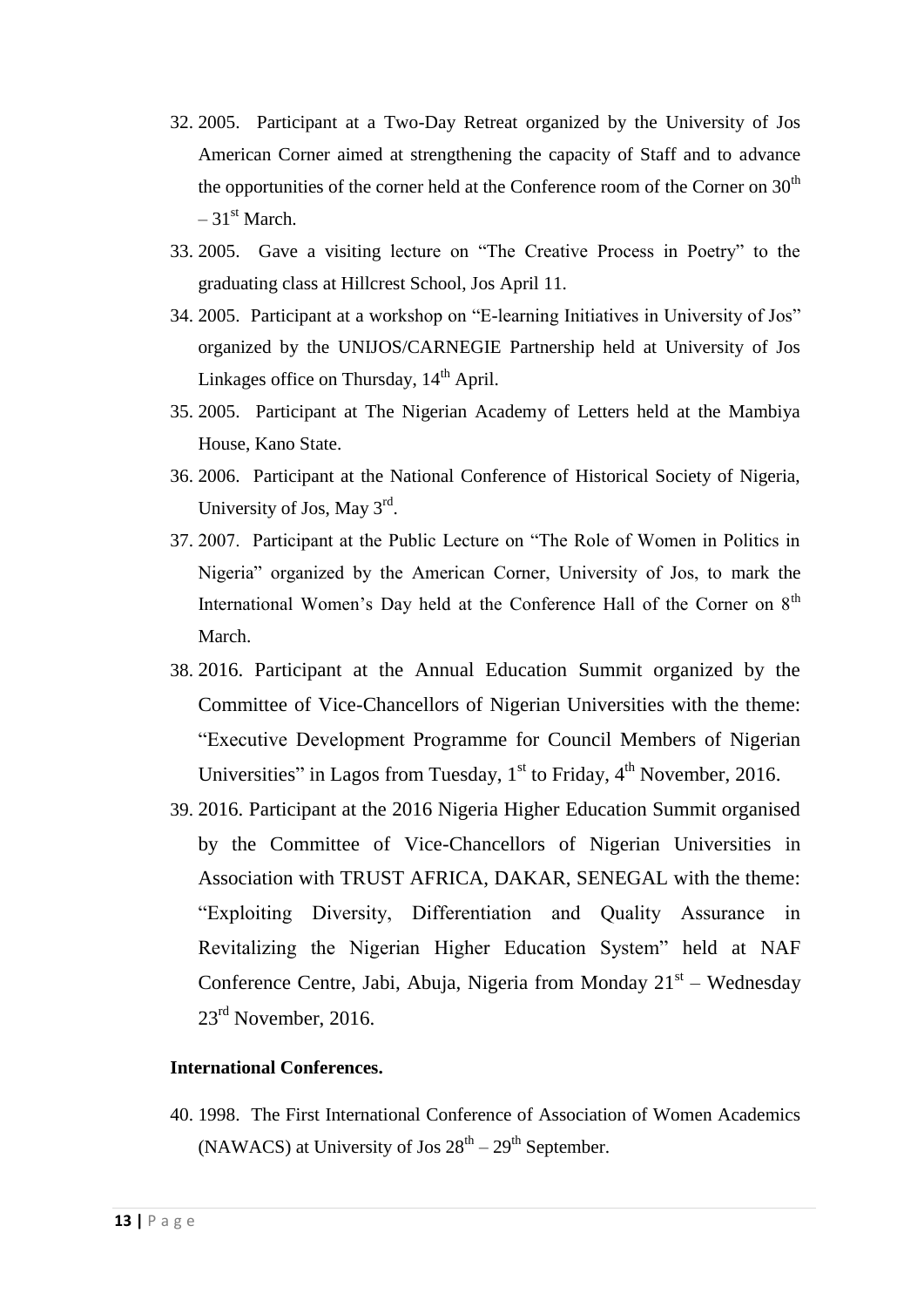32. 2005. Participant at a Two-Day Retreat organized by the University of Jos American Corner aimed at strengthening the capacity of Staff and to advance the opportunities of the corner held at the Conference room of the Corner on 30th – 31st March.
33. 2005. Gave a visiting lecture on "The Creative Process in Poetry" to the graduating class at Hillcrest School, Jos April 11.
34. 2005. Participant at a workshop on "E-learning Initiatives in University of Jos" organized by the UNIJOS/CARNEGIE Partnership held at University of Jos Linkages office on Thursday, 14th April.
35. 2005. Participant at The Nigerian Academy of Letters held at the Mambiya House, Kano State.
36. 2006. Participant at the National Conference of Historical Society of Nigeria, University of Jos, May 3rd.
37. 2007. Participant at the Public Lecture on "The Role of Women in Politics in Nigeria" organized by the American Corner, University of Jos, to mark the International Women's Day held at the Conference Hall of the Corner on 8th March.
38. 2016. Participant at the Annual Education Summit organized by the Committee of Vice-Chancellors of Nigerian Universities with the theme: "Executive Development Programme for Council Members of Nigerian Universities" in Lagos from Tuesday, 1st to Friday, 4th November, 2016.
39. 2016. Participant at the 2016 Nigeria Higher Education Summit organised by the Committee of Vice-Chancellors of Nigerian Universities in Association with TRUST AFRICA, DAKAR, SENEGAL with the theme: "Exploiting Diversity, Differentiation and Quality Assurance in Revitalizing the Nigerian Higher Education System" held at NAF Conference Centre, Jabi, Abuja, Nigeria from Monday 21st – Wednesday 23rd November, 2016.

**International Conferences.**

40. 1998. The First International Conference of Association of Women Academics (NAWACS) at University of Jos 28th – 29th September.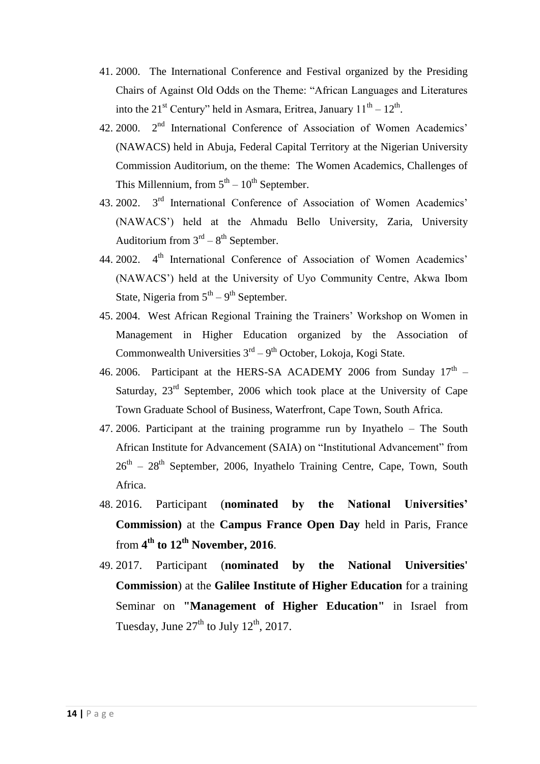41. 2000. The International Conference and Festival organized by the Presiding Chairs of Against Old Odds on the Theme: "African Languages and Literatures into the 21$^{st}$ Century" held in Asmara, Eritrea, January 11$^{th}$ – 12$^{th}$.
42. 2000. 2$^{nd}$ International Conference of Association of Women Academics' (NAWACS) held in Abuja, Federal Capital Territory at the Nigerian University Commission Auditorium, on the theme: The Women Academics, Challenges of This Millennium, from 5$^{th}$ – 10$^{th}$ September.
43. 2002. 3$^{rd}$ International Conference of Association of Women Academics' (NAWACS') held at the Ahmadu Bello University, Zaria, University Auditorium from 3$^{rd}$ – 8$^{th}$ September.
44. 2002. 4$^{th}$ International Conference of Association of Women Academics' (NAWACS') held at the University of Uyo Community Centre, Akwa Ibom State, Nigeria from 5$^{th}$ – 9$^{th}$ September.
45. 2004. West African Regional Training the Trainers' Workshop on Women in Management in Higher Education organized by the Association of Commonwealth Universities 3$^{rd}$ – 9$^{th}$ October, Lokoja, Kogi State.
46. 2006. Participant at the HERS-SA ACADEMY 2006 from Sunday 17$^{th}$ – Saturday, 23$^{rd}$ September, 2006 which took place at the University of Cape Town Graduate School of Business, Waterfront, Cape Town, South Africa.
47. 2006. Participant at the training programme run by Inyathelo – The South African Institute for Advancement (SAIA) on "Institutional Advancement" from 26$^{th}$ – 28$^{th}$ September, 2006, Inyathelo Training Centre, Cape, Town, South Africa.
48. 2016. Participant (**nominated by the National Universities' Commission)** at the **Campus France Open Day** held in Paris, France from **4$^{th}$ to 12$^{th}$ November, 2016**.
49. 2017. Participant (**nominated by the National Universities' Commission**) at the **Galilee Institute of Higher Education** for a training Seminar on **"Management of Higher Education"** in Israel from Tuesday, June 27$^{th}$ to July 12$^{th}$, 2017.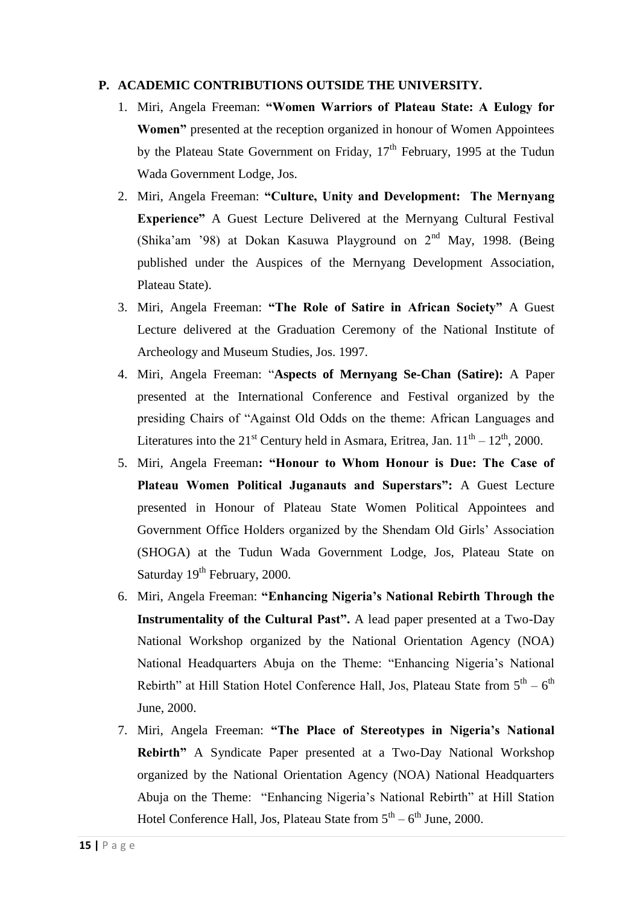## P. ACADEMIC CONTRIBUTIONS OUTSIDE THE UNIVERSITY.

1. Miri, Angela Freeman: **"Women Warriors of Plateau State: A Eulogy for Women"** presented at the reception organized in honour of Women Appointees by the Plateau State Government on Friday, 17th February, 1995 at the Tudun Wada Government Lodge, Jos.
2. Miri, Angela Freeman: **"Culture, Unity and Development: The Mernyang Experience"** A Guest Lecture Delivered at the Mernyang Cultural Festival (Shika'am '98) at Dokan Kasuwa Playground on 2nd May, 1998. (Being published under the Auspices of the Mernyang Development Association, Plateau State).
3. Miri, Angela Freeman: **"The Role of Satire in African Society"** A Guest Lecture delivered at the Graduation Ceremony of the National Institute of Archeology and Museum Studies, Jos. 1997.
4. Miri, Angela Freeman: "**Aspects of Mernyang Se-Chan (Satire):** A Paper presented at the International Conference and Festival organized by the presiding Chairs of "Against Old Odds on the theme: African Languages and Literatures into the 21st Century held in Asmara, Eritrea, Jan. 11th – 12th, 2000.
5. Miri, Angela Freeman**: "Honour to Whom Honour is Due: The Case of Plateau Women Political Juganauts and Superstars":** A Guest Lecture presented in Honour of Plateau State Women Political Appointees and Government Office Holders organized by the Shendam Old Girls' Association (SHOGA) at the Tudun Wada Government Lodge, Jos, Plateau State on Saturday 19th February, 2000.
6. Miri, Angela Freeman: **"Enhancing Nigeria's National Rebirth Through the Instrumentality of the Cultural Past".** A lead paper presented at a Two-Day National Workshop organized by the National Orientation Agency (NOA) National Headquarters Abuja on the Theme: "Enhancing Nigeria's National Rebirth" at Hill Station Hotel Conference Hall, Jos, Plateau State from 5th – 6th June, 2000.
7. Miri, Angela Freeman: **"The Place of Stereotypes in Nigeria's National Rebirth"** A Syndicate Paper presented at a Two-Day National Workshop organized by the National Orientation Agency (NOA) National Headquarters Abuja on the Theme: "Enhancing Nigeria's National Rebirth" at Hill Station Hotel Conference Hall, Jos, Plateau State from 5th – 6th June, 2000.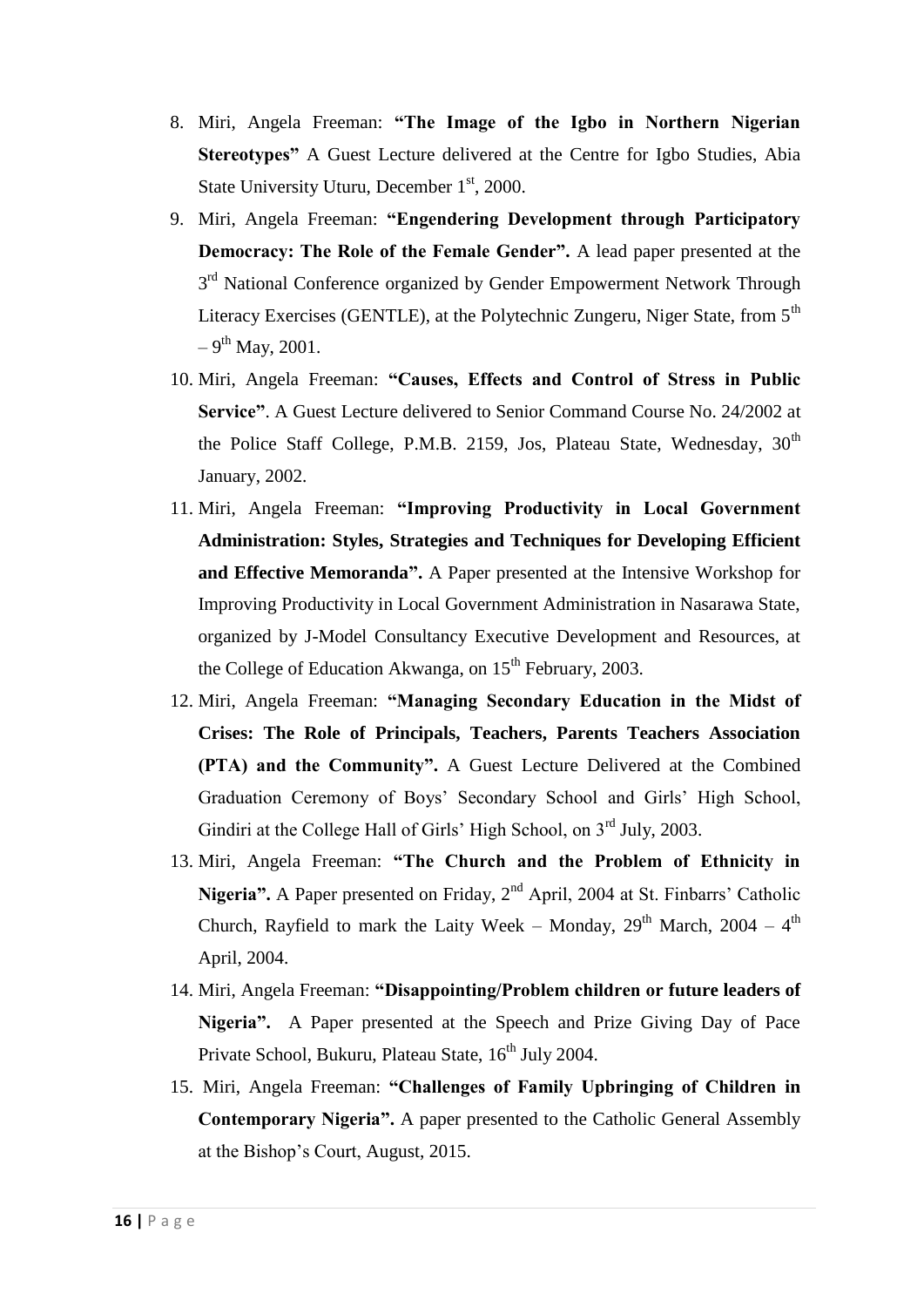8. Miri, Angela Freeman: **"The Image of the Igbo in Northern Nigerian Stereotypes"** A Guest Lecture delivered at the Centre for Igbo Studies, Abia State University Uturu, December 1st, 2000.
9. Miri, Angela Freeman: **"Engendering Development through Participatory Democracy: The Role of the Female Gender".** A lead paper presented at the 3rd National Conference organized by Gender Empowerment Network Through Literacy Exercises (GENTLE), at the Polytechnic Zungeru, Niger State, from 5th – 9th May, 2001.
10. Miri, Angela Freeman: **"Causes, Effects and Control of Stress in Public Service"**. A Guest Lecture delivered to Senior Command Course No. 24/2002 at the Police Staff College, P.M.B. 2159, Jos, Plateau State, Wednesday, 30th January, 2002.
11. Miri, Angela Freeman: **"Improving Productivity in Local Government Administration: Styles, Strategies and Techniques for Developing Efficient and Effective Memoranda".** A Paper presented at the Intensive Workshop for Improving Productivity in Local Government Administration in Nasarawa State, organized by J-Model Consultancy Executive Development and Resources, at the College of Education Akwanga, on 15th February, 2003.
12. Miri, Angela Freeman: **"Managing Secondary Education in the Midst of Crises: The Role of Principals, Teachers, Parents Teachers Association (PTA) and the Community".** A Guest Lecture Delivered at the Combined Graduation Ceremony of Boys' Secondary School and Girls' High School, Gindiri at the College Hall of Girls' High School, on 3rd July, 2003.
13. Miri, Angela Freeman: **"The Church and the Problem of Ethnicity in Nigeria".** A Paper presented on Friday, 2nd April, 2004 at St. Finbarrs' Catholic Church, Rayfield to mark the Laity Week – Monday, 29th March, 2004 – 4th April, 2004.
14. Miri, Angela Freeman: **"Disappointing/Problem children or future leaders of Nigeria".** A Paper presented at the Speech and Prize Giving Day of Pace Private School, Bukuru, Plateau State, 16th July 2004.
15. Miri, Angela Freeman: **"Challenges of Family Upbringing of Children in Contemporary Nigeria".** A paper presented to the Catholic General Assembly at the Bishop's Court, August, 2015.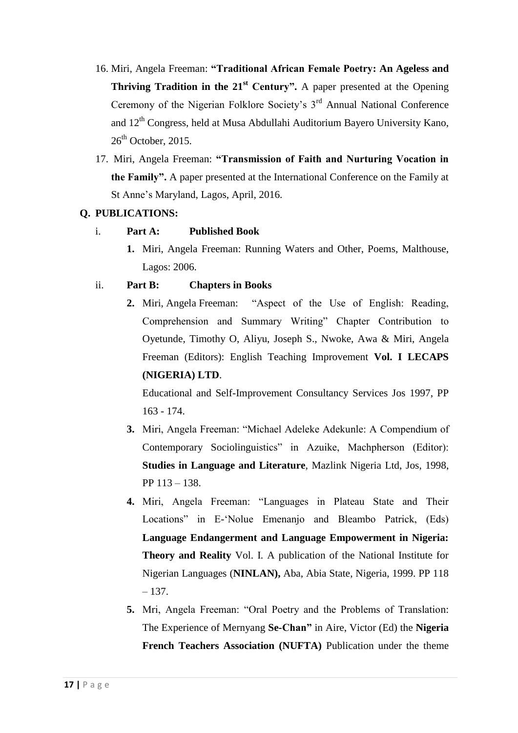16. Miri, Angela Freeman: **"Traditional African Female Poetry: An Ageless and Thriving Tradition in the 21st Century".** A paper presented at the Opening Ceremony of the Nigerian Folklore Society's 3rd Annual National Conference and 12th Congress, held at Musa Abdullahi Auditorium Bayero University Kano, 26th October, 2015.

17. Miri, Angela Freeman: **"Transmission of Faith and Nurturing Vocation in the Family".** A paper presented at the International Conference on the Family at St Anne's Maryland, Lagos, April, 2016.

**Q. PUBLICATIONS:**

i. **Part A: Published Book**

**1.** Miri, Angela Freeman: Running Waters and Other, Poems, Malthouse, Lagos: 2006.

ii. **Part B: Chapters in Books**

**2.** Miri, Angela Freeman: "Aspect of the Use of English: Reading, Comprehension and Summary Writing" Chapter Contribution to Oyetunde, Timothy O, Aliyu, Joseph S., Nwoke, Awa & Miri, Angela Freeman (Editors): English Teaching Improvement **Vol. I LECAPS (NIGERIA) LTD**.

Educational and Self-Improvement Consultancy Services Jos 1997, PP 163 - 174.

**3.** Miri, Angela Freeman: "Michael Adeleke Adekunle: A Compendium of Contemporary Sociolinguistics" in Azuike, Machpherson (Editor): **Studies in Language and Literature**, Mazlink Nigeria Ltd, Jos, 1998, PP 113 – 138.

**4.** Miri, Angela Freeman: "Languages in Plateau State and Their Locations" in E-'Nolue Emenanjo and Bleambo Patrick, (Eds) **Language Endangerment and Language Empowerment in Nigeria: Theory and Reality** Vol. I. A publication of the National Institute for Nigerian Languages (**NINLAN),** Aba, Abia State, Nigeria, 1999. PP 118 – 137.

**5.** Mri, Angela Freeman: "Oral Poetry and the Problems of Translation: The Experience of Mernyang **Se-Chan"** in Aire, Victor (Ed) the **Nigeria French Teachers Association (NUFTA)** Publication under the theme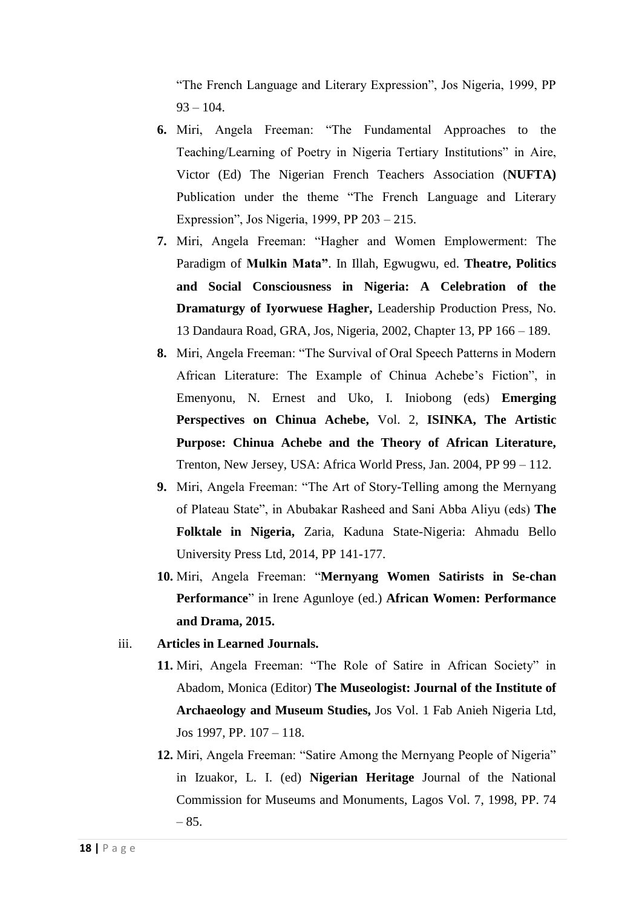"The French Language and Literary Expression", Jos Nigeria, 1999, PP 93 – 104.

6. Miri, Angela Freeman: "The Fundamental Approaches to the Teaching/Learning of Poetry in Nigeria Tertiary Institutions" in Aire, Victor (Ed) The Nigerian French Teachers Association (**NUFTA)** Publication under the theme "The French Language and Literary Expression", Jos Nigeria, 1999, PP 203 – 215.
7. Miri, Angela Freeman: "Hagher and Women Emplowerment: The Paradigm of **Mulkin Mata"**. In Illah, Egwugwu, ed. **Theatre, Politics and Social Consciousness in Nigeria: A Celebration of the Dramaturgy of Iyorwuese Hagher,** Leadership Production Press, No. 13 Dandaura Road, GRA, Jos, Nigeria, 2002, Chapter 13, PP 166 – 189.
8. Miri, Angela Freeman: "The Survival of Oral Speech Patterns in Modern African Literature: The Example of Chinua Achebe's Fiction", in Emenyonu, N. Ernest and Uko, I. Iniobong (eds) **Emerging Perspectives on Chinua Achebe,** Vol. 2, **ISINKA, The Artistic Purpose: Chinua Achebe and the Theory of African Literature,** Trenton, New Jersey, USA: Africa World Press, Jan. 2004, PP 99 – 112.
9. Miri, Angela Freeman: "The Art of Story-Telling among the Mernyang of Plateau State", in Abubakar Rasheed and Sani Abba Aliyu (eds) **The Folktale in Nigeria,** Zaria, Kaduna State-Nigeria: Ahmadu Bello University Press Ltd, 2014, PP 141-177.
10. Miri, Angela Freeman: "**Mernyang Women Satirists in Se-chan Performance**" in Irene Agunloye (ed.) **African Women: Performance and Drama, 2015.**

iii. **Articles in Learned Journals.**

11. Miri, Angela Freeman: "The Role of Satire in African Society" in Abadom, Monica (Editor) **The Museologist: Journal of the Institute of Archaeology and Museum Studies,** Jos Vol. 1 Fab Anieh Nigeria Ltd, Jos 1997, PP. 107 – 118.
12. Miri, Angela Freeman: "Satire Among the Mernyang People of Nigeria" in Izuakor, L. I. (ed) **Nigerian Heritage** Journal of the National Commission for Museums and Monuments, Lagos Vol. 7, 1998, PP. 74 – 85.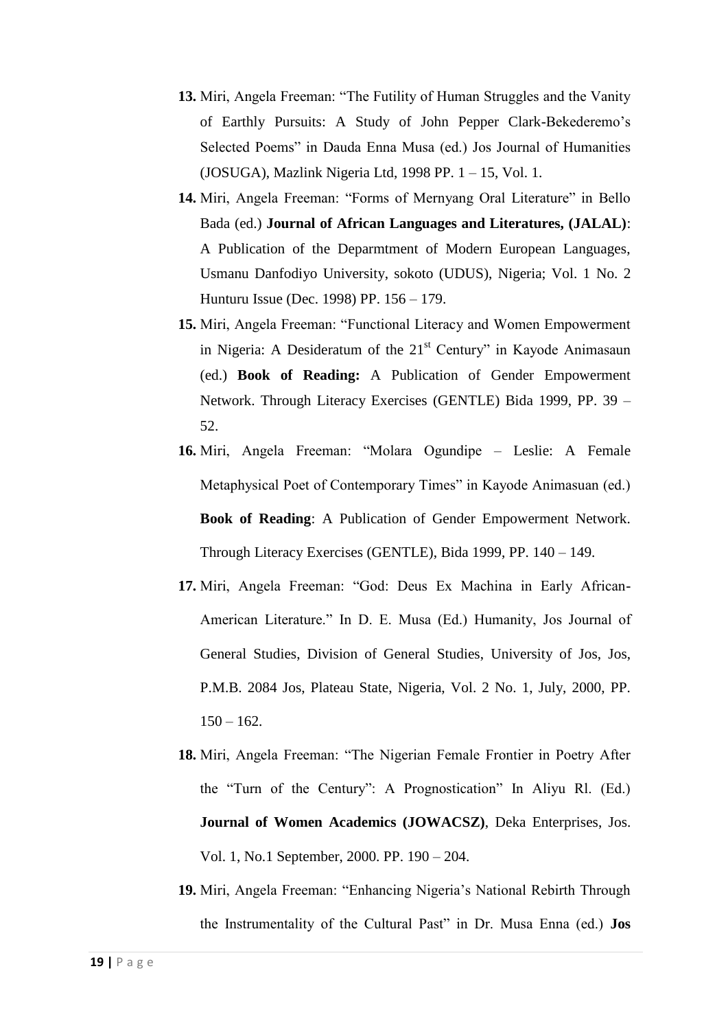13. Miri, Angela Freeman: “The Futility of Human Struggles and the Vanity of Earthly Pursuits: A Study of John Pepper Clark-Bekederemo’s Selected Poems” in Dauda Enna Musa (ed.) Jos Journal of Humanities (JOSUGA), Mazlink Nigeria Ltd, 1998 PP. 1 – 15, Vol. 1.

14. Miri, Angela Freeman: “Forms of Mernyang Oral Literature” in Bello Bada (ed.) **Journal of African Languages and Literatures, (JALAL)**: A Publication of the Deparmtment of Modern European Languages, Usmanu Danfodiyo University, sokoto (UDUS), Nigeria; Vol. 1 No. 2 Hunturu Issue (Dec. 1998) PP. 156 – 179.

15. Miri, Angela Freeman: “Functional Literacy and Women Empowerment in Nigeria: A Desideratum of the 21st Century” in Kayode Animasaun (ed.) **Book of Reading:** A Publication of Gender Empowerment Network. Through Literacy Exercises (GENTLE) Bida 1999, PP. 39 – 52.

16. Miri, Angela Freeman: “Molara Ogundipe – Leslie: A Female Metaphysical Poet of Contemporary Times” in Kayode Animasuan (ed.) **Book of Reading**: A Publication of Gender Empowerment Network. Through Literacy Exercises (GENTLE), Bida 1999, PP. 140 – 149.

17. Miri, Angela Freeman: “God: Deus Ex Machina in Early African-American Literature.” In D. E. Musa (Ed.) Humanity, Jos Journal of General Studies, Division of General Studies, University of Jos, Jos, P.M.B. 2084 Jos, Plateau State, Nigeria, Vol. 2 No. 1, July, 2000, PP. 150 – 162.

18. Miri, Angela Freeman: “The Nigerian Female Frontier in Poetry After the “Turn of the Century”: A Prognostication” In Aliyu Rl. (Ed.) **Journal of Women Academics (JOWACSZ)**, Deka Enterprises, Jos. Vol. 1, No.1 September, 2000. PP. 190 – 204.

19. Miri, Angela Freeman: “Enhancing Nigeria’s National Rebirth Through the Instrumentality of the Cultural Past” in Dr. Musa Enna (ed.) **Jos**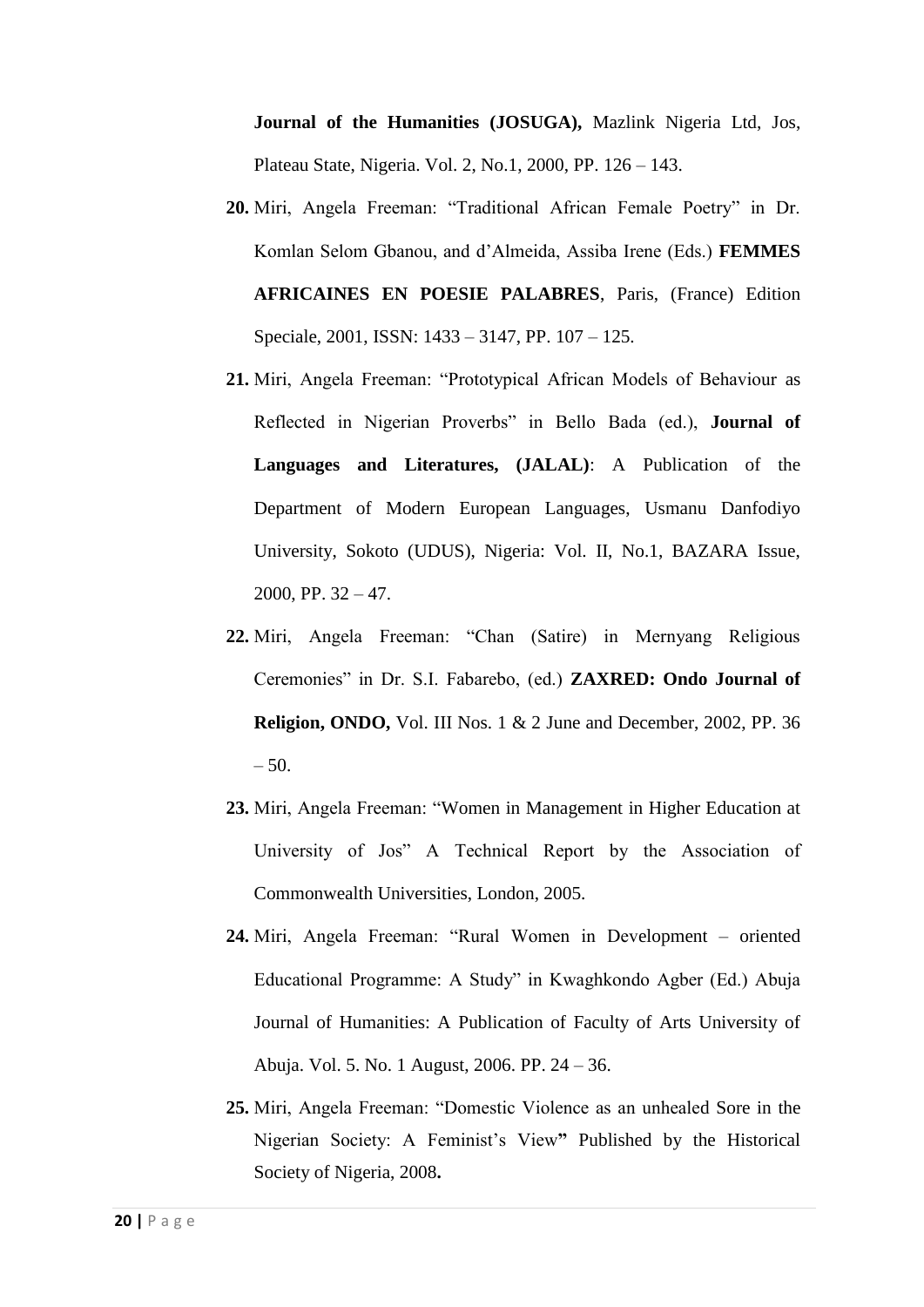**Journal of the Humanities (JOSUGA),** Mazlink Nigeria Ltd, Jos, Plateau State, Nigeria. Vol. 2, No.1, 2000, PP. 126 – 143.

20. Miri, Angela Freeman: "Traditional African Female Poetry" in Dr. Komlan Selom Gbanou, and d'Almeida, Assiba Irene (Eds.) **FEMMES AFRICAINES EN POESIE PALABRES**, Paris, (France) Edition Speciale, 2001, ISSN: 1433 – 3147, PP. 107 – 125.

21. Miri, Angela Freeman: "Prototypical African Models of Behaviour as Reflected in Nigerian Proverbs" in Bello Bada (ed.), **Journal of Languages and Literatures, (JALAL)**: A Publication of the Department of Modern European Languages, Usmanu Danfodiyo University, Sokoto (UDUS), Nigeria: Vol. II, No.1, BAZARA Issue, 2000, PP. 32 – 47.

22. Miri, Angela Freeman: "Chan (Satire) in Mernyang Religious Ceremonies" in Dr. S.I. Fabarebo, (ed.) **ZAXRED: Ondo Journal of Religion, ONDO,** Vol. III Nos. 1 & 2 June and December, 2002, PP. 36 – 50.

23. Miri, Angela Freeman: "Women in Management in Higher Education at University of Jos" A Technical Report by the Association of Commonwealth Universities, London, 2005.

24. Miri, Angela Freeman: "Rural Women in Development – oriented Educational Programme: A Study" in Kwaghkondo Agber (Ed.) Abuja Journal of Humanities: A Publication of Faculty of Arts University of Abuja. Vol. 5. No. 1 August, 2006. PP. 24 – 36.

25. Miri, Angela Freeman: "Domestic Violence as an unhealed Sore in the Nigerian Society: A Feminist's View" Published by the Historical Society of Nigeria, 2008.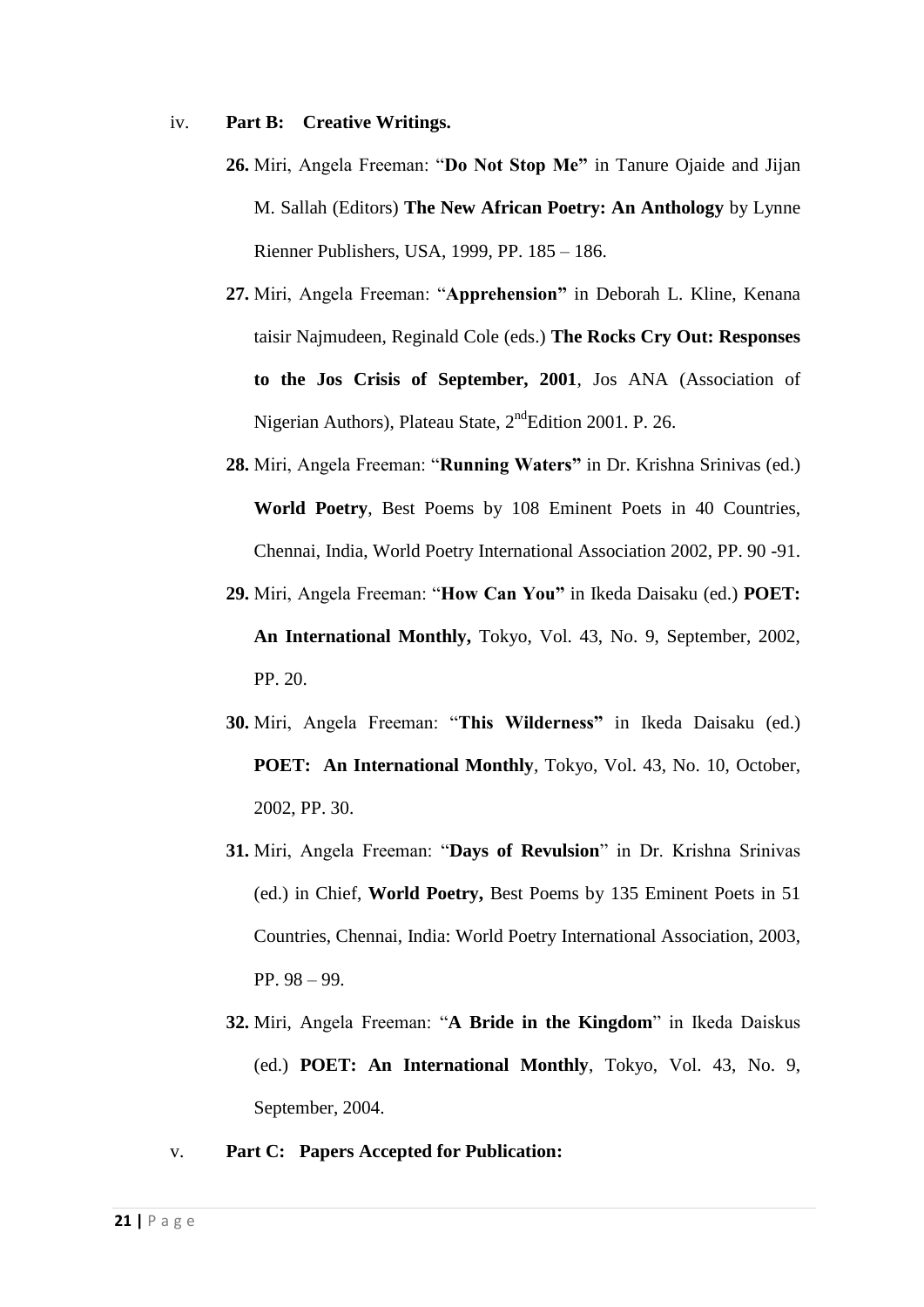iv. **Part B: Creative Writings.**

26. Miri, Angela Freeman: "**Do Not Stop Me"** in Tanure Ojaide and Jijan M. Sallah (Editors) **The New African Poetry: An Anthology** by Lynne Rienner Publishers, USA, 1999, PP. 185 – 186.

27. Miri, Angela Freeman: "**Apprehension"** in Deborah L. Kline, Kenana taisir Najmudeen, Reginald Cole (eds.) **The Rocks Cry Out: Responses to the Jos Crisis of September, 2001**, Jos ANA (Association of Nigerian Authors), Plateau State, 2ndEdition 2001. P. 26.

28. Miri, Angela Freeman: "**Running Waters"** in Dr. Krishna Srinivas (ed.) **World Poetry**, Best Poems by 108 Eminent Poets in 40 Countries, Chennai, India, World Poetry International Association 2002, PP. 90 -91.

29. Miri, Angela Freeman: "**How Can You"** in Ikeda Daisaku (ed.) **POET: An International Monthly,** Tokyo, Vol. 43, No. 9, September, 2002, PP. 20.

30. Miri, Angela Freeman: "**This Wilderness"** in Ikeda Daisaku (ed.) **POET: An International Monthly**, Tokyo, Vol. 43, No. 10, October, 2002, PP. 30.

31. Miri, Angela Freeman: "**Days of Revulsion**" in Dr. Krishna Srinivas (ed.) in Chief, **World Poetry,** Best Poems by 135 Eminent Poets in 51 Countries, Chennai, India: World Poetry International Association, 2003, PP. 98 – 99.

32. Miri, Angela Freeman: "**A Bride in the Kingdom**" in Ikeda Daiskus (ed.) **POET: An International Monthly**, Tokyo, Vol. 43, No. 9, September, 2004.

v. **Part C: Papers Accepted for Publication:**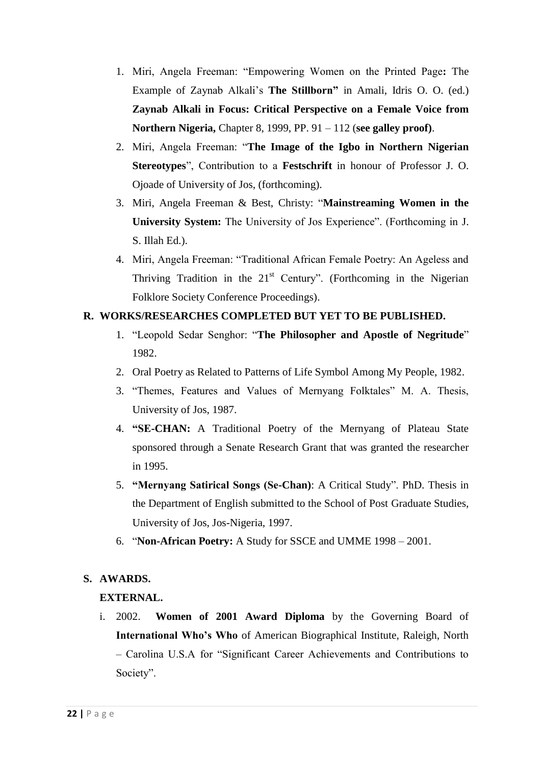1. Miri, Angela Freeman: "Empowering Women on the Printed Page**:** The Example of Zaynab Alkali's **The Stillborn"** in Amali, Idris O. O. (ed.) **Zaynab Alkali in Focus: Critical Perspective on a Female Voice from Northern Nigeria,** Chapter 8, 1999, PP. 91 – 112 (**see galley proof)**.
2. Miri, Angela Freeman: "**The Image of the Igbo in Northern Nigerian Stereotypes**", Contribution to a **Festschrift** in honour of Professor J. O. Ojoade of University of Jos, (forthcoming).
3. Miri, Angela Freeman & Best, Christy: "**Mainstreaming Women in the University System:** The University of Jos Experience". (Forthcoming in J. S. Illah Ed.).
4. Miri, Angela Freeman: "Traditional African Female Poetry: An Ageless and Thriving Tradition in the 21st Century". (Forthcoming in the Nigerian Folklore Society Conference Proceedings).

**R. WORKS/RESEARCHES COMPLETED BUT YET TO BE PUBLISHED.**

1. "Leopold Sedar Senghor: "**The Philosopher and Apostle of Negritude**" 1982.
2. Oral Poetry as Related to Patterns of Life Symbol Among My People, 1982.
3. "Themes, Features and Values of Mernyang Folktales" M. A. Thesis, University of Jos, 1987.
4. **"SE-CHAN:** A Traditional Poetry of the Mernyang of Plateau State sponsored through a Senate Research Grant that was granted the researcher in 1995.
5. **"Mernyang Satirical Songs (Se-Chan)**: A Critical Study". PhD. Thesis in the Department of English submitted to the School of Post Graduate Studies, University of Jos, Jos-Nigeria, 1997.
6. "**Non-African Poetry:** A Study for SSCE and UMME 1998 – 2001.

**S. AWARDS.**

**EXTERNAL.**

i. 2002. **Women of 2001 Award Diploma** by the Governing Board of **International Who's Who** of American Biographical Institute, Raleigh, North – Carolina U.S.A for "Significant Career Achievements and Contributions to Society".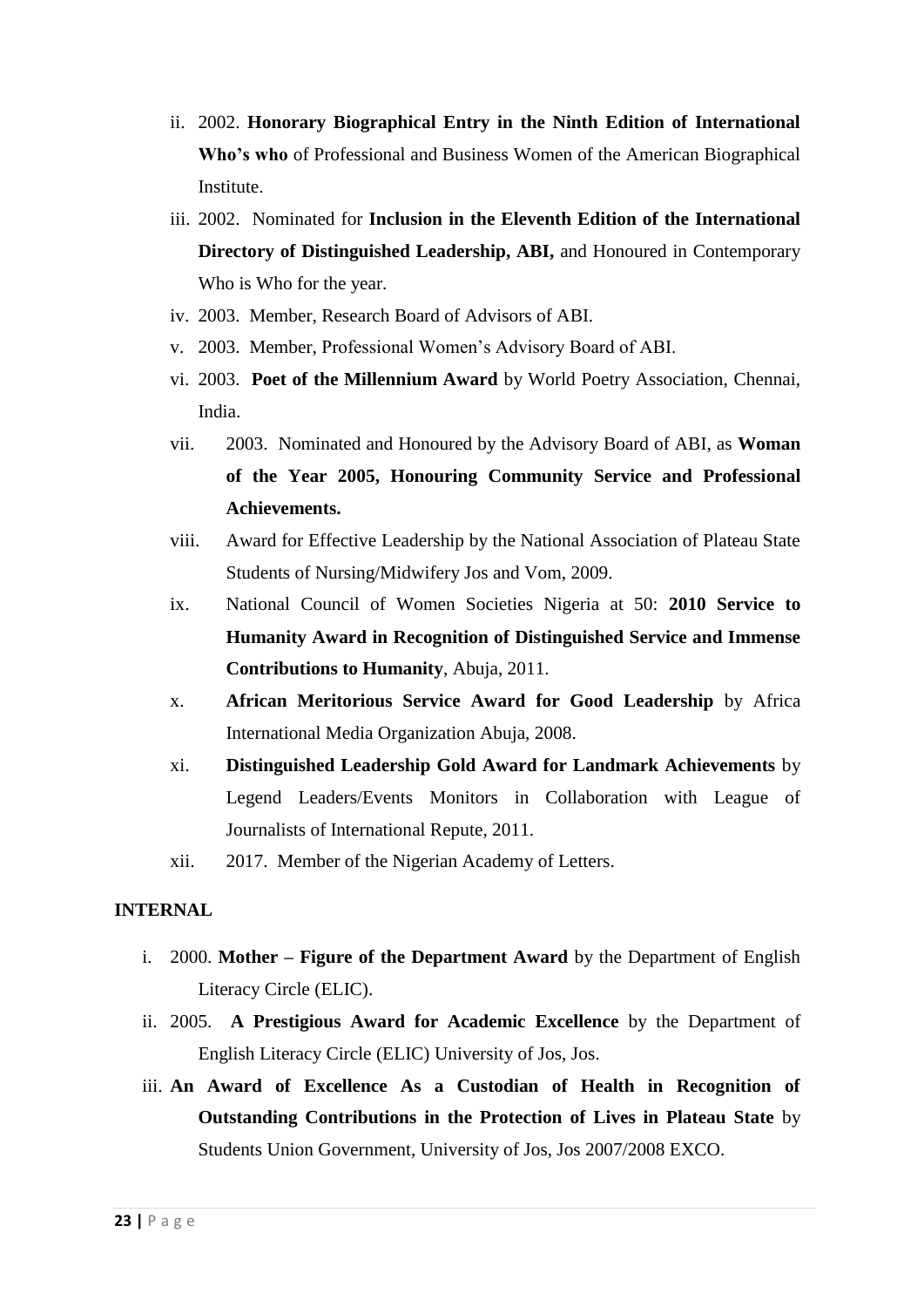ii. 2002. **Honorary Biographical Entry in the Ninth Edition of International Who's who** of Professional and Business Women of the American Biographical Institute.

iii. 2002. Nominated for **Inclusion in the Eleventh Edition of the International Directory of Distinguished Leadership, ABI,** and Honoured in Contemporary Who is Who for the year.

iv. 2003. Member, Research Board of Advisors of ABI.

v. 2003. Member, Professional Women's Advisory Board of ABI.

vi. 2003. **Poet of the Millennium Award** by World Poetry Association, Chennai, India.

vii. 2003. Nominated and Honoured by the Advisory Board of ABI, as **Woman of the Year 2005, Honouring Community Service and Professional Achievements.**

viii. Award for Effective Leadership by the National Association of Plateau State Students of Nursing/Midwifery Jos and Vom, 2009.

ix. National Council of Women Societies Nigeria at 50: **2010 Service to Humanity Award in Recognition of Distinguished Service and Immense Contributions to Humanity**, Abuja, 2011.

x. **African Meritorious Service Award for Good Leadership** by Africa International Media Organization Abuja, 2008.

xi. **Distinguished Leadership Gold Award for Landmark Achievements** by Legend Leaders/Events Monitors in Collaboration with League of Journalists of International Repute, 2011.

xii. 2017. Member of the Nigerian Academy of Letters.

**INTERNAL**

i. 2000. **Mother – Figure of the Department Award** by the Department of English Literacy Circle (ELIC).

ii. 2005. **A Prestigious Award for Academic Excellence** by the Department of English Literacy Circle (ELIC) University of Jos, Jos.

iii. **An Award of Excellence As a Custodian of Health in Recognition of Outstanding Contributions in the Protection of Lives in Plateau State** by Students Union Government, University of Jos, Jos 2007/2008 EXCO.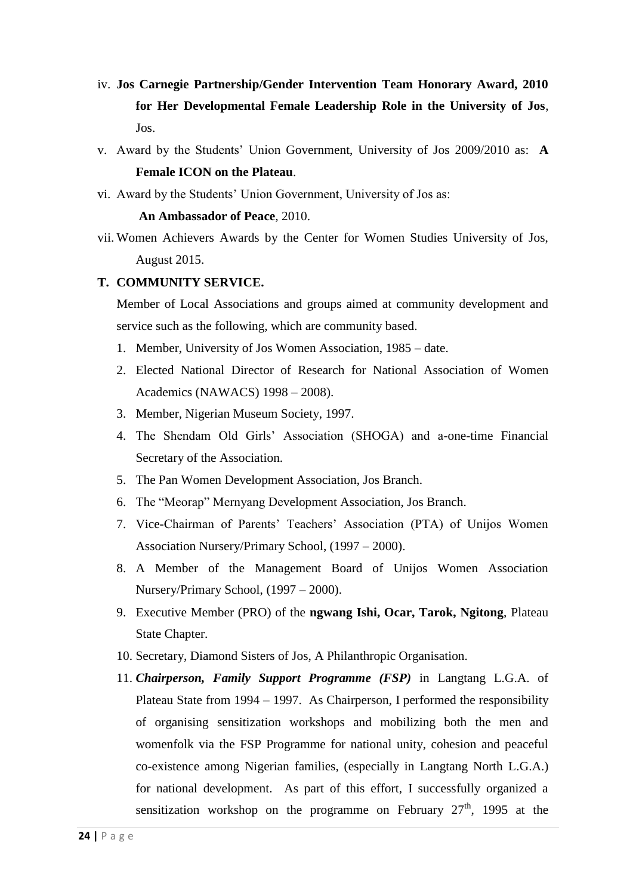iv. **Jos Carnegie Partnership/Gender Intervention Team Honorary Award, 2010 for Her Developmental Female Leadership Role in the University of Jos**, Jos.

v. Award by the Students' Union Government, University of Jos 2009/2010 as: **A Female ICON on the Plateau**.

vi. Award by the Students' Union Government, University of Jos as: **An Ambassador of Peace**, 2010.

vii. Women Achievers Awards by the Center for Women Studies University of Jos, August 2015.

**T. COMMUNITY SERVICE.**

Member of Local Associations and groups aimed at community development and service such as the following, which are community based.

1. Member, University of Jos Women Association, 1985 – date.
2. Elected National Director of Research for National Association of Women Academics (NAWACS) 1998 – 2008).
3. Member, Nigerian Museum Society, 1997.
4. The Shendam Old Girls' Association (SHOGA) and a-one-time Financial Secretary of the Association.
5. The Pan Women Development Association, Jos Branch.
6. The "Meorap" Mernyang Development Association, Jos Branch.
7. Vice-Chairman of Parents' Teachers' Association (PTA) of Unijos Women Association Nursery/Primary School, (1997 – 2000).
8. A Member of the Management Board of Unijos Women Association Nursery/Primary School, (1997 – 2000).
9. Executive Member (PRO) of the **ngwang Ishi, Ocar, Tarok, Ngitong**, Plateau State Chapter.
10. Secretary, Diamond Sisters of Jos, A Philanthropic Organisation.
11. ***Chairperson, Family Support Programme (FSP)*** in Langtang L.G.A. of Plateau State from 1994 – 1997. As Chairperson, I performed the responsibility of organising sensitization workshops and mobilizing both the men and womenfolk via the FSP Programme for national unity, cohesion and peaceful co-existence among Nigerian families, (especially in Langtang North L.G.A.) for national development. As part of this effort, I successfully organized a sensitization workshop on the programme on February 27th, 1995 at the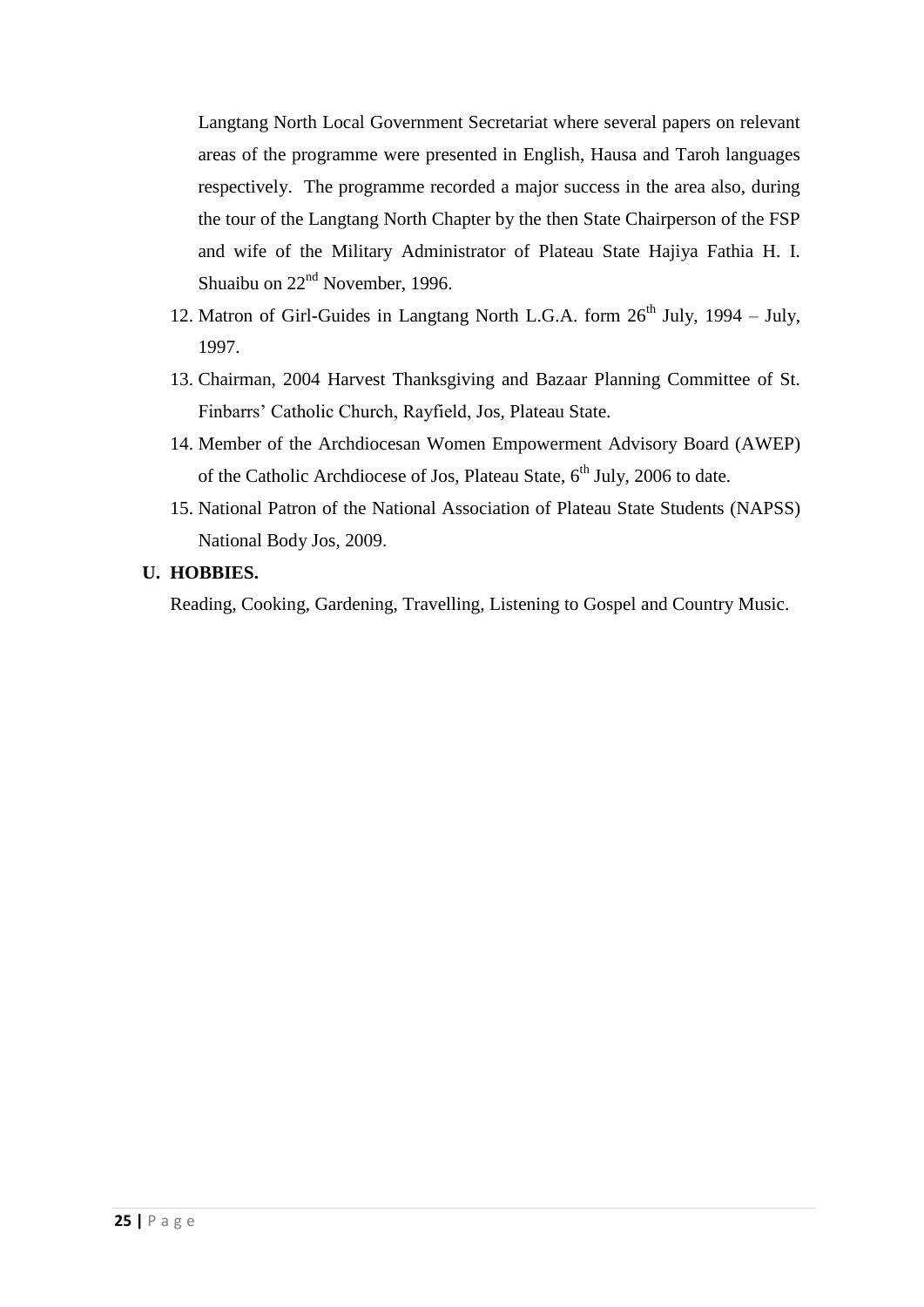Langtang North Local Government Secretariat where several papers on relevant areas of the programme were presented in English, Hausa and Taroh languages respectively. The programme recorded a major success in the area also, during the tour of the Langtang North Chapter by the then State Chairperson of the FSP and wife of the Military Administrator of Plateau State Hajiya Fathia H. I. Shuaibu on 22nd November, 1996.

12. Matron of Girl-Guides in Langtang North L.G.A. form 26th July, 1994 – July, 1997.
13. Chairman, 2004 Harvest Thanksgiving and Bazaar Planning Committee of St. Finbarrs' Catholic Church, Rayfield, Jos, Plateau State.
14. Member of the Archdiocesan Women Empowerment Advisory Board (AWEP) of the Catholic Archdiocese of Jos, Plateau State, 6th July, 2006 to date.
15. National Patron of the National Association of Plateau State Students (NAPSS) National Body Jos, 2009.

**U. HOBBIES.**

Reading, Cooking, Gardening, Travelling, Listening to Gospel and Country Music.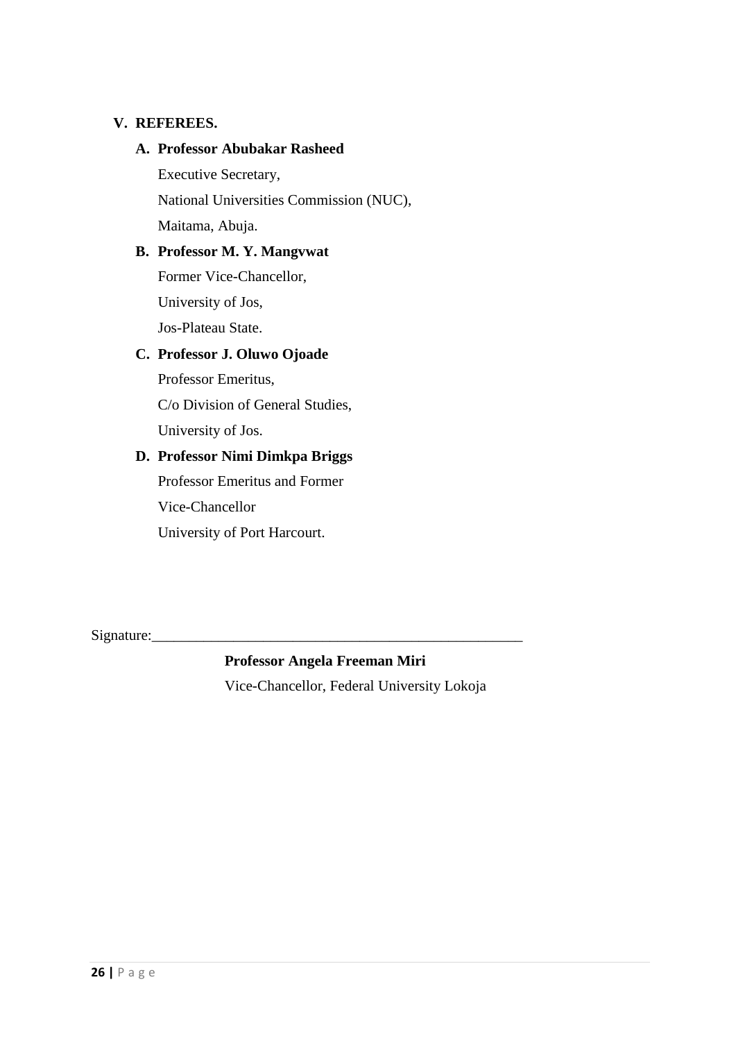## V. REFEREES.

**A. Professor Abubakar Rasheed**

Executive Secretary,
National Universities Commission (NUC),
Maitama, Abuja.

**B. Professor M. Y. Mangvwat**

Former Vice-Chancellor,
University of Jos,
Jos-Plateau State.

**C. Professor J. Oluwo Ojoade**

Professor Emeritus,
C/o Division of General Studies,
University of Jos.

**D. Professor Nimi Dimkpa Briggs**

Professor Emeritus and Former
Vice-Chancellor
University of Port Harcourt.

Signature:___________________________________________________

**Professor Angela Freeman Miri**

Vice-Chancellor, Federal University Lokoja